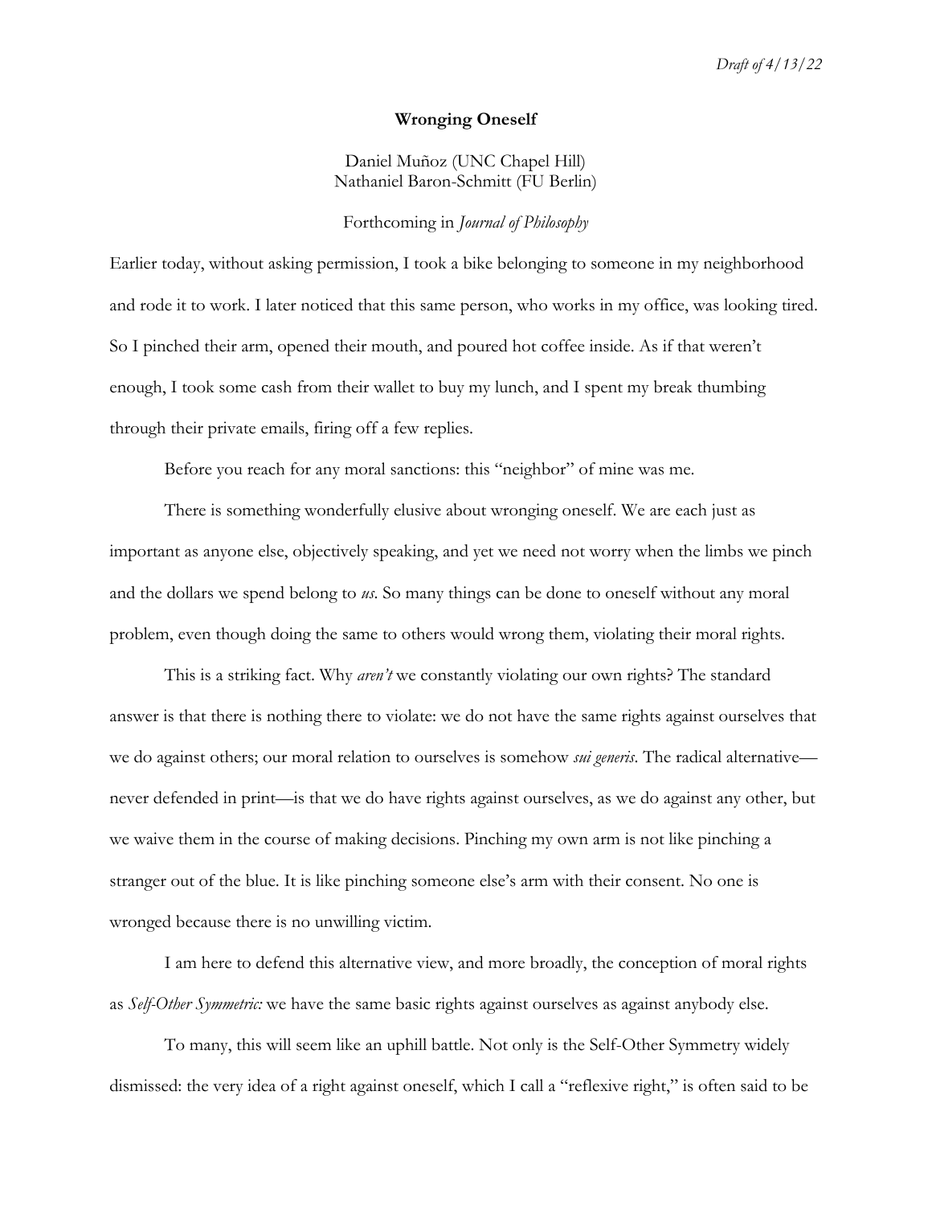*Draft of 4/13/22*

**Wronging Oneself**

Daniel Muñoz (UNC Chapel Hill)
Nathaniel Baron-Schmitt (FU Berlin)

Forthcoming in *Journal of Philosophy*

Earlier today, without asking permission, I took a bike belonging to someone in my neighborhood and rode it to work. I later noticed that this same person, who works in my office, was looking tired. So I pinched their arm, opened their mouth, and poured hot coffee inside. As if that weren't enough, I took some cash from their wallet to buy my lunch, and I spent my break thumbing through their private emails, firing off a few replies.

Before you reach for any moral sanctions: this "neighbor" of mine was me.

There is something wonderfully elusive about wronging oneself. We are each just as important as anyone else, objectively speaking, and yet we need not worry when the limbs we pinch and the dollars we spend belong to *us*. So many things can be done to oneself without any moral problem, even though doing the same to others would wrong them, violating their moral rights.

This is a striking fact. Why *aren't* we constantly violating our own rights? The standard answer is that there is nothing there to violate: we do not have the same rights against ourselves that we do against others; our moral relation to ourselves is somehow *sui generis*. The radical alternative—never defended in print—is that we do have rights against ourselves, as we do against any other, but we waive them in the course of making decisions. Pinching my own arm is not like pinching a stranger out of the blue. It is like pinching someone else's arm with their consent. No one is wronged because there is no unwilling victim.

I am here to defend this alternative view, and more broadly, the conception of moral rights as *Self-Other Symmetric:* we have the same basic rights against ourselves as against anybody else.

To many, this will seem like an uphill battle. Not only is the Self-Other Symmetry widely dismissed: the very idea of a right against oneself, which I call a "reflexive right," is often said to be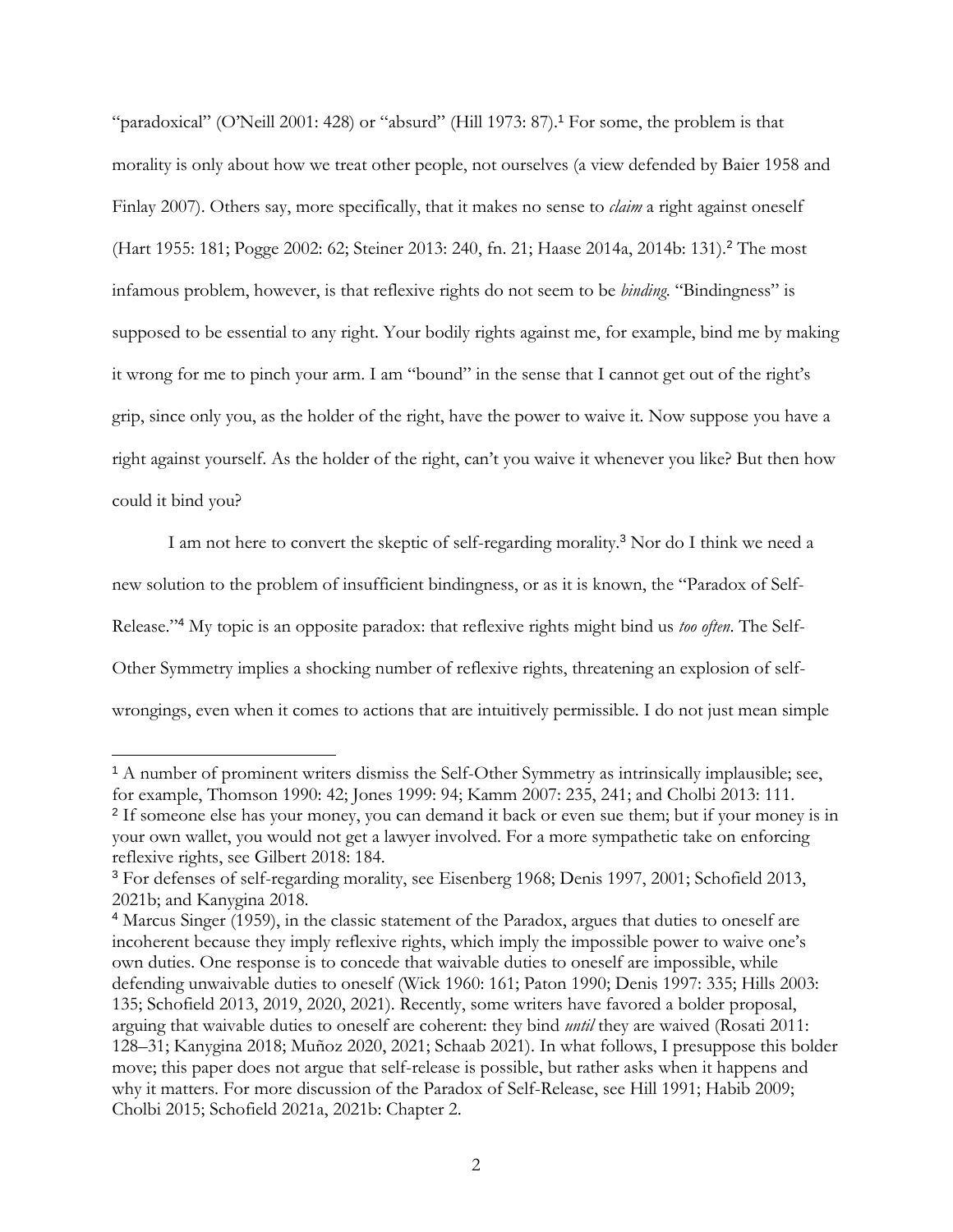"paradoxical" (O'Neill 2001: 428) or "absurd" (Hill 1973: 87).[1] For some, the problem is that morality is only about how we treat other people, not ourselves (a view defended by Baier 1958 and Finlay 2007). Others say, more specifically, that it makes no sense to *claim* a right against oneself (Hart 1955: 181; Pogge 2002: 62; Steiner 2013: 240, fn. 21; Haase 2014a, 2014b: 131).[2] The most infamous problem, however, is that reflexive rights do not seem to be *binding*. "Bindingness" is supposed to be essential to any right. Your bodily rights against me, for example, bind me by making it wrong for me to pinch your arm. I am "bound" in the sense that I cannot get out of the right's grip, since only you, as the holder of the right, have the power to waive it. Now suppose you have a right against yourself. As the holder of the right, can't you waive it whenever you like? But then how could it bind you?

I am not here to convert the skeptic of self-regarding morality.[3] Nor do I think we need a new solution to the problem of insufficient bindingness, or as it is known, the "Paradox of Self-Release."[4] My topic is an opposite paradox: that reflexive rights might bind us *too often*. The Self-Other Symmetry implies a shocking number of reflexive rights, threatening an explosion of self-wrongings, even when it comes to actions that are intuitively permissible. I do not just mean simple

---

[1] A number of prominent writers dismiss the Self-Other Symmetry as intrinsically implausible; see, for example, Thomson 1990: 42; Jones 1999: 94; Kamm 2007: 235, 241; and Cholbi 2013: 111.

[2] If someone else has your money, you can demand it back or even sue them; but if your money is in your own wallet, you would not get a lawyer involved. For a more sympathetic take on enforcing reflexive rights, see Gilbert 2018: 184.

[3] For defenses of self-regarding morality, see Eisenberg 1968; Denis 1997, 2001; Schofield 2013, 2021b; and Kanygina 2018.

[4] Marcus Singer (1959), in the classic statement of the Paradox, argues that duties to oneself are incoherent because they imply reflexive rights, which imply the impossible power to waive one's own duties. One response is to concede that waivable duties to oneself are impossible, while defending unwaivable duties to oneself (Wick 1960: 161; Paton 1990; Denis 1997: 335; Hills 2003: 135; Schofield 2013, 2019, 2020, 2021). Recently, some writers have favored a bolder proposal, arguing that waivable duties to oneself are coherent: they bind *until* they are waived (Rosati 2011: 128–31; Kanygina 2018; Muñoz 2020, 2021; Schaab 2021). In what follows, I presuppose this bolder move; this paper does not argue that self-release is possible, but rather asks when it happens and why it matters. For more discussion of the Paradox of Self-Release, see Hill 1991; Habib 2009; Cholbi 2015; Schofield 2021a, 2021b: Chapter 2.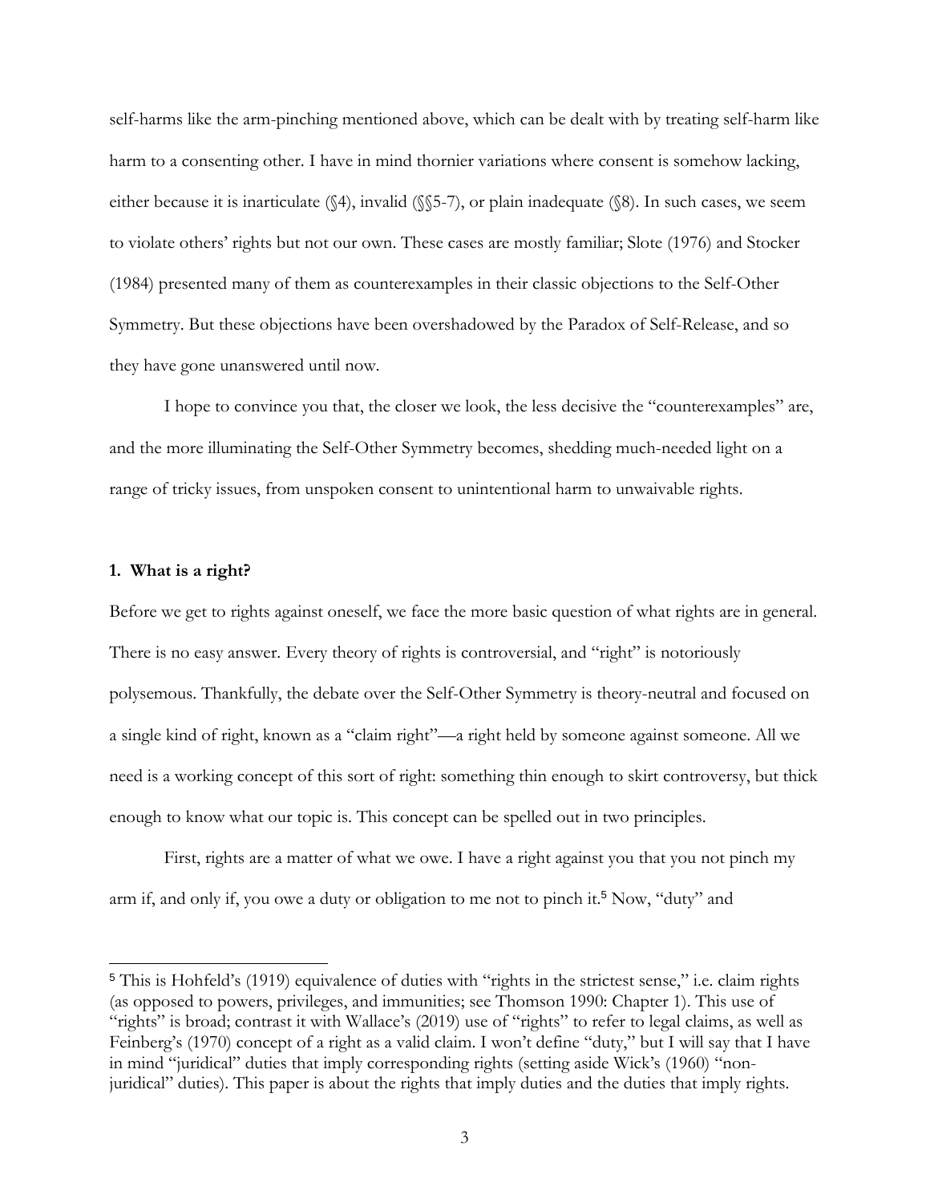self-harms like the arm-pinching mentioned above, which can be dealt with by treating self-harm like harm to a consenting other. I have in mind thornier variations where consent is somehow lacking, either because it is inarticulate (§4), invalid (§§5-7), or plain inadequate (§8). In such cases, we seem to violate others' rights but not our own. These cases are mostly familiar; Slote (1976) and Stocker (1984) presented many of them as counterexamples in their classic objections to the Self-Other Symmetry. But these objections have been overshadowed by the Paradox of Self-Release, and so they have gone unanswered until now.

I hope to convince you that, the closer we look, the less decisive the "counterexamples" are, and the more illuminating the Self-Other Symmetry becomes, shedding much-needed light on a range of tricky issues, from unspoken consent to unintentional harm to unwaivable rights.

## 1. What is a right?

Before we get to rights against oneself, we face the more basic question of what rights are in general. There is no easy answer. Every theory of rights is controversial, and "right" is notoriously polysemous. Thankfully, the debate over the Self-Other Symmetry is theory-neutral and focused on a single kind of right, known as a "claim right"—a right held by someone against someone. All we need is a working concept of this sort of right: something thin enough to skirt controversy, but thick enough to know what our topic is. This concept can be spelled out in two principles.

First, rights are a matter of what we owe. I have a right against you that you not pinch my arm if, and only if, you owe a duty or obligation to me not to pinch it.[5] Now, "duty" and

[5] This is Hohfeld's (1919) equivalence of duties with "rights in the strictest sense," i.e. claim rights (as opposed to powers, privileges, and immunities; see Thomson 1990: Chapter 1). This use of "rights" is broad; contrast it with Wallace's (2019) use of "rights" to refer to legal claims, as well as Feinberg's (1970) concept of a right as a valid claim. I won't define "duty," but I will say that I have in mind "juridical" duties that imply corresponding rights (setting aside Wick's (1960) "non-juridical" duties). This paper is about the rights that imply duties and the duties that imply rights.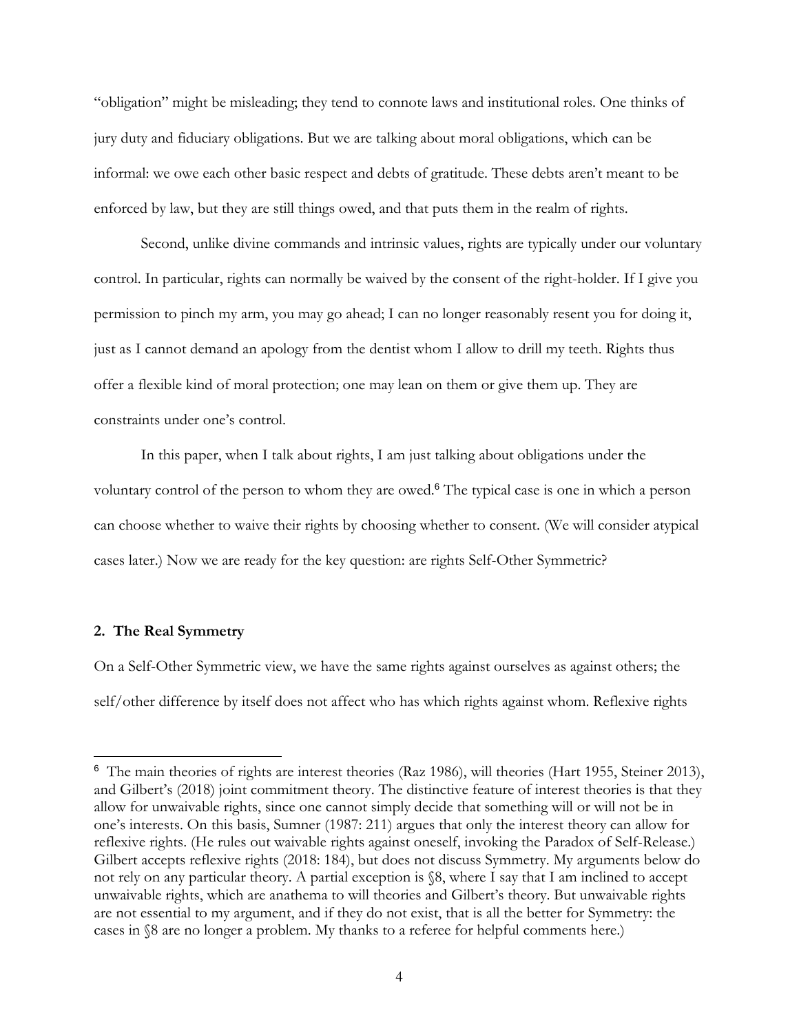"obligation" might be misleading; they tend to connote laws and institutional roles. One thinks of jury duty and fiduciary obligations. But we are talking about moral obligations, which can be informal: we owe each other basic respect and debts of gratitude. These debts aren't meant to be enforced by law, but they are still things owed, and that puts them in the realm of rights.

Second, unlike divine commands and intrinsic values, rights are typically under our voluntary control. In particular, rights can normally be waived by the consent of the right-holder. If I give you permission to pinch my arm, you may go ahead; I can no longer reasonably resent you for doing it, just as I cannot demand an apology from the dentist whom I allow to drill my teeth. Rights thus offer a flexible kind of moral protection; one may lean on them or give them up. They are constraints under one's control.

In this paper, when I talk about rights, I am just talking about obligations under the voluntary control of the person to whom they are owed.[6] The typical case is one in which a person can choose whether to waive their rights by choosing whether to consent. (We will consider atypical cases later.) Now we are ready for the key question: are rights Self-Other Symmetric?

## 2. The Real Symmetry

On a Self-Other Symmetric view, we have the same rights against ourselves as against others; the self/other difference by itself does not affect who has which rights against whom. Reflexive rights

[6] The main theories of rights are interest theories (Raz 1986), will theories (Hart 1955, Steiner 2013), and Gilbert's (2018) joint commitment theory. The distinctive feature of interest theories is that they allow for unwaivable rights, since one cannot simply decide that something will or will not be in one's interests. On this basis, Sumner (1987: 211) argues that only the interest theory can allow for reflexive rights. (He rules out waivable rights against oneself, invoking the Paradox of Self-Release.) Gilbert accepts reflexive rights (2018: 184), but does not discuss Symmetry. My arguments below do not rely on any particular theory. A partial exception is §8, where I say that I am inclined to accept unwaivable rights, which are anathema to will theories and Gilbert's theory. But unwaivable rights are not essential to my argument, and if they do not exist, that is all the better for Symmetry: the cases in §8 are no longer a problem. My thanks to a referee for helpful comments here.)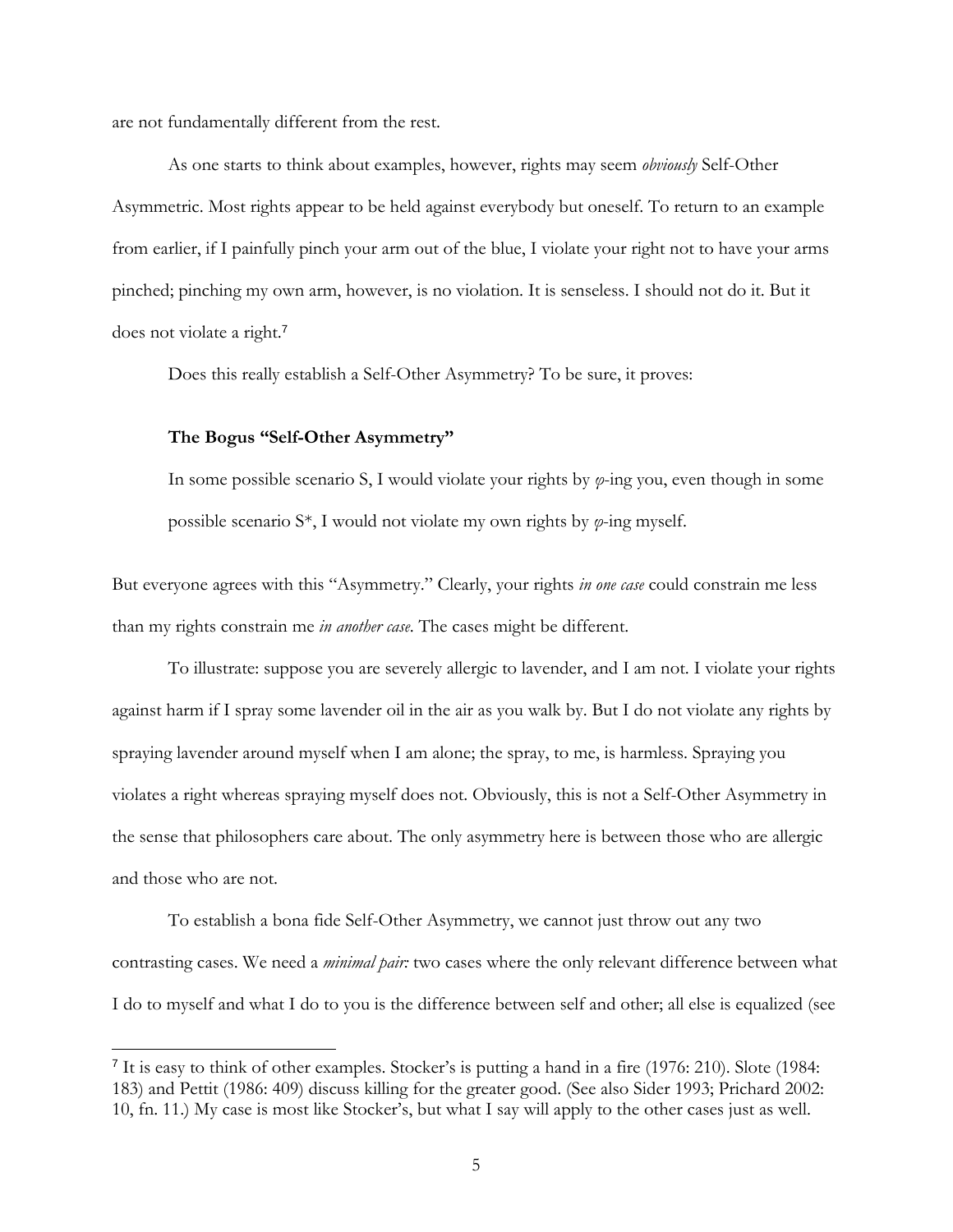are not fundamentally different from the rest.

As one starts to think about examples, however, rights may seem *obviously* Self-Other Asymmetric. Most rights appear to be held against everybody but oneself. To return to an example from earlier, if I painfully pinch your arm out of the blue, I violate your right not to have your arms pinched; pinching my own arm, however, is no violation. It is senseless. I should not do it. But it does not violate a right.[7]

Does this really establish a Self-Other Asymmetry? To be sure, it proves:

> **The Bogus "Self-Other Asymmetry"**
>
> In some possible scenario S, I would violate your rights by *φ*-ing you, even though in some possible scenario S*, I would not violate my own rights by *φ*-ing myself.

But everyone agrees with this "Asymmetry." Clearly, your rights *in one case* could constrain me less than my rights constrain me *in another case*. The cases might be different.

To illustrate: suppose you are severely allergic to lavender, and I am not. I violate your rights against harm if I spray some lavender oil in the air as you walk by. But I do not violate any rights by spraying lavender around myself when I am alone; the spray, to me, is harmless. Spraying you violates a right whereas spraying myself does not. Obviously, this is not a Self-Other Asymmetry in the sense that philosophers care about. The only asymmetry here is between those who are allergic and those who are not.

To establish a bona fide Self-Other Asymmetry, we cannot just throw out any two contrasting cases. We need a *minimal pair:* two cases where the only relevant difference between what I do to myself and what I do to you is the difference between self and other; all else is equalized (see

---

[7] It is easy to think of other examples. Stocker's is putting a hand in a fire (1976: 210). Slote (1984: 183) and Pettit (1986: 409) discuss killing for the greater good. (See also Sider 1993; Prichard 2002: 10, fn. 11.) My case is most like Stocker's, but what I say will apply to the other cases just as well.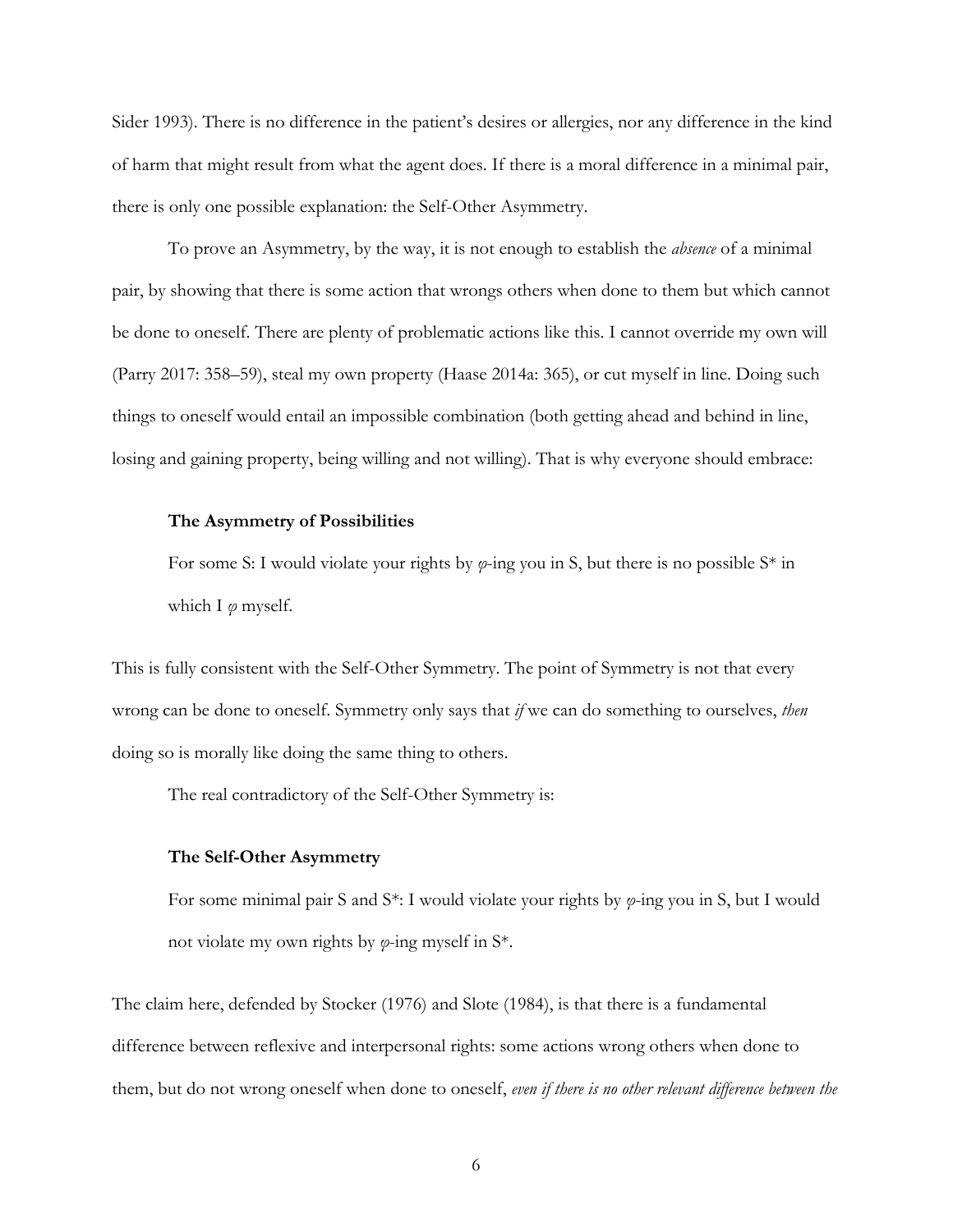Sider 1993). There is no difference in the patient's desires or allergies, nor any difference in the kind of harm that might result from what the agent does. If there is a moral difference in a minimal pair, there is only one possible explanation: the Self-Other Asymmetry.

To prove an Asymmetry, by the way, it is not enough to establish the *absence* of a minimal pair, by showing that there is some action that wrongs others when done to them but which cannot be done to oneself. There are plenty of problematic actions like this. I cannot override my own will (Parry 2017: 358–59), steal my own property (Haase 2014a: 365), or cut myself in line. Doing such things to oneself would entail an impossible combination (both getting ahead and behind in line, losing and gaining property, being willing and not willing). That is why everyone should embrace:

> **The Asymmetry of Possibilities**
>
> For some S: I would violate your rights by $\varphi$-ing you in S, but there is no possible S* in which I $\varphi$ myself.

This is fully consistent with the Self-Other Symmetry. The point of Symmetry is not that every wrong can be done to oneself. Symmetry only says that *if* we can do something to ourselves, *then* doing so is morally like doing the same thing to others.

The real contradictory of the Self-Other Symmetry is:

> **The Self-Other Asymmetry**
>
> For some minimal pair S and S*: I would violate your rights by $\varphi$-ing you in S, but I would not violate my own rights by $\varphi$-ing myself in S*.

The claim here, defended by Stocker (1976) and Slote (1984), is that there is a fundamental difference between reflexive and interpersonal rights: some actions wrong others when done to them, but do not wrong oneself when done to oneself, *even if there is no other relevant difference between the*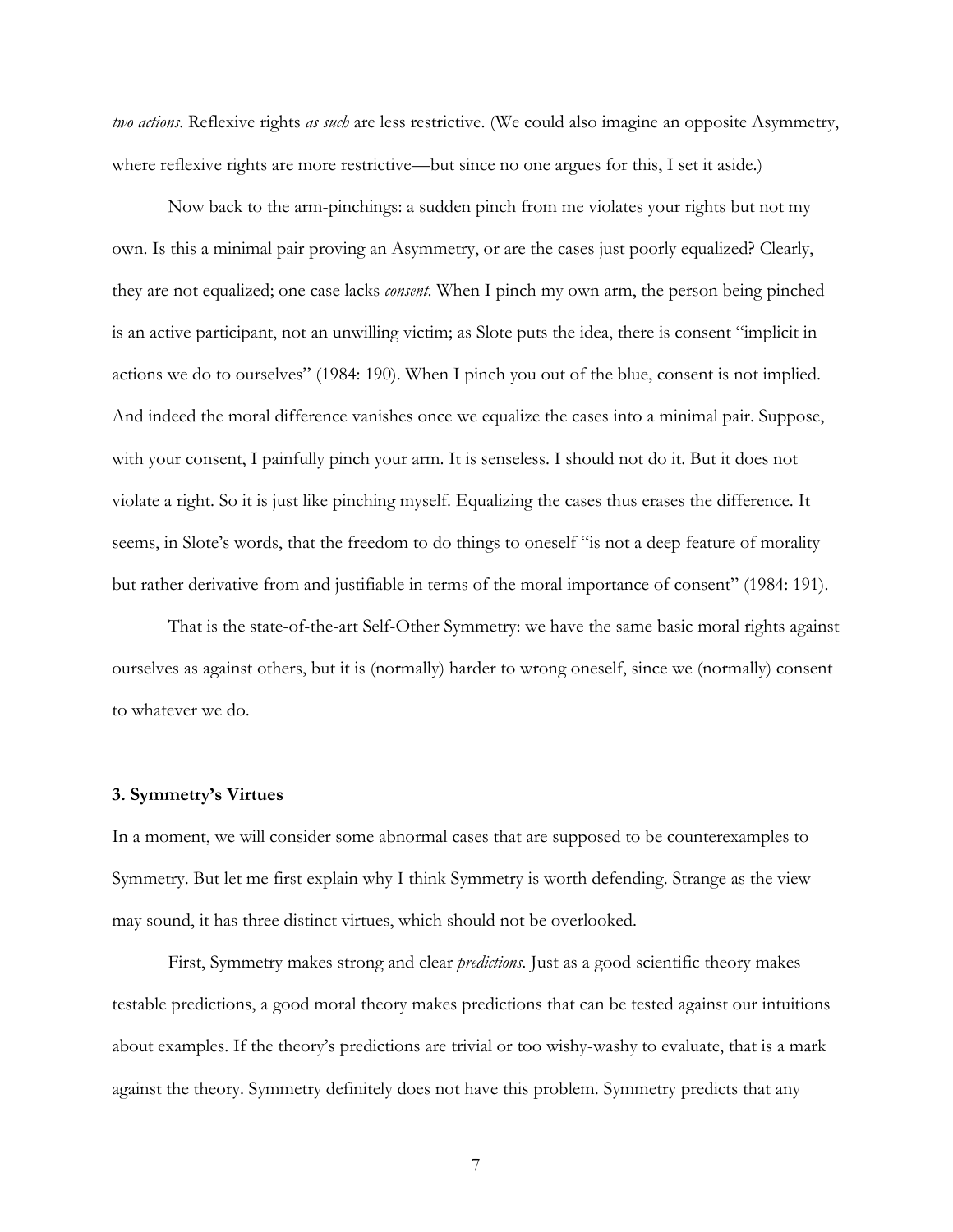*two actions*. Reflexive rights *as such* are less restrictive. (We could also imagine an opposite Asymmetry, where reflexive rights are more restrictive—but since no one argues for this, I set it aside.)

Now back to the arm-pinchings: a sudden pinch from me violates your rights but not my own. Is this a minimal pair proving an Asymmetry, or are the cases just poorly equalized? Clearly, they are not equalized; one case lacks *consent*. When I pinch my own arm, the person being pinched is an active participant, not an unwilling victim; as Slote puts the idea, there is consent "implicit in actions we do to ourselves" (1984: 190). When I pinch you out of the blue, consent is not implied. And indeed the moral difference vanishes once we equalize the cases into a minimal pair. Suppose, with your consent, I painfully pinch your arm. It is senseless. I should not do it. But it does not violate a right. So it is just like pinching myself. Equalizing the cases thus erases the difference. It seems, in Slote's words, that the freedom to do things to oneself "is not a deep feature of morality but rather derivative from and justifiable in terms of the moral importance of consent" (1984: 191).

That is the state-of-the-art Self-Other Symmetry: we have the same basic moral rights against ourselves as against others, but it is (normally) harder to wrong oneself, since we (normally) consent to whatever we do.

### 3. Symmetry's Virtues

In a moment, we will consider some abnormal cases that are supposed to be counterexamples to Symmetry. But let me first explain why I think Symmetry is worth defending. Strange as the view may sound, it has three distinct virtues, which should not be overlooked.

First, Symmetry makes strong and clear *predictions*. Just as a good scientific theory makes testable predictions, a good moral theory makes predictions that can be tested against our intuitions about examples. If the theory's predictions are trivial or too wishy-washy to evaluate, that is a mark against the theory. Symmetry definitely does not have this problem. Symmetry predicts that any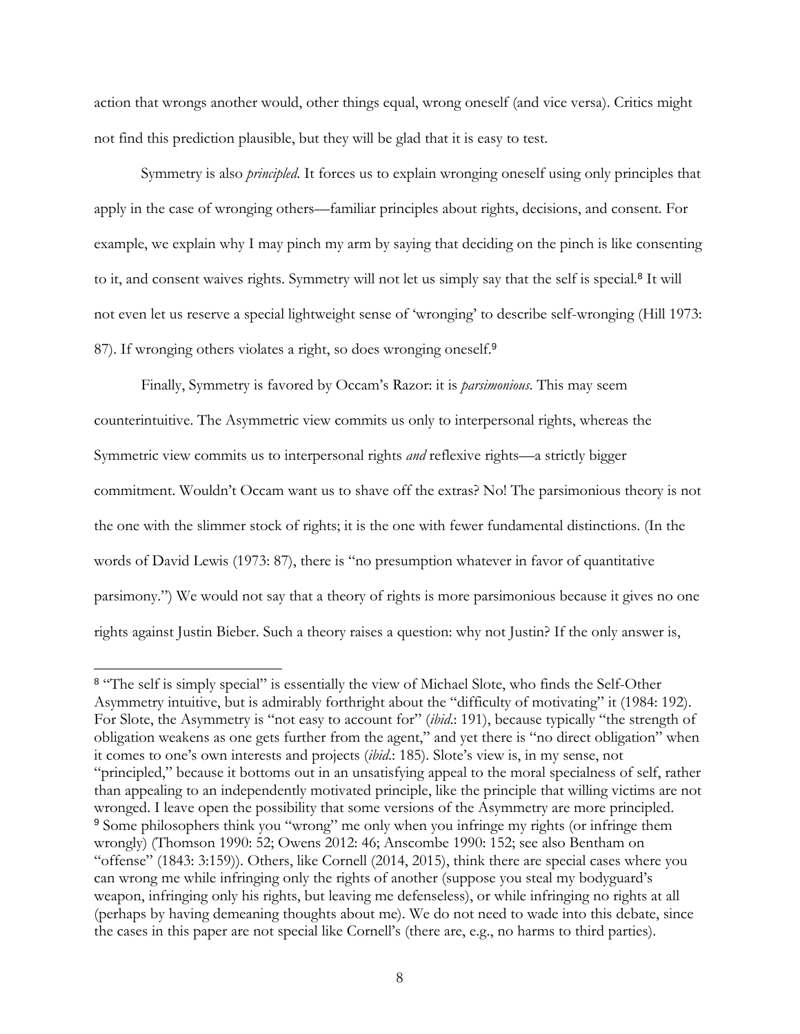action that wrongs another would, other things equal, wrong oneself (and vice versa). Critics might not find this prediction plausible, but they will be glad that it is easy to test.

Symmetry is also *principled*. It forces us to explain wronging oneself using only principles that apply in the case of wronging others—familiar principles about rights, decisions, and consent. For example, we explain why I may pinch my arm by saying that deciding on the pinch is like consenting to it, and consent waives rights. Symmetry will not let us simply say that the self is special.[8] It will not even let us reserve a special lightweight sense of 'wronging' to describe self-wronging (Hill 1973: 87). If wronging others violates a right, so does wronging oneself.[9]

Finally, Symmetry is favored by Occam's Razor: it is *parsimonious*. This may seem counterintuitive. The Asymmetric view commits us only to interpersonal rights, whereas the Symmetric view commits us to interpersonal rights *and* reflexive rights—a strictly bigger commitment. Wouldn't Occam want us to shave off the extras? No! The parsimonious theory is not the one with the slimmer stock of rights; it is the one with fewer fundamental distinctions. (In the words of David Lewis (1973: 87), there is "no presumption whatever in favor of quantitative parsimony.") We would not say that a theory of rights is more parsimonious because it gives no one rights against Justin Bieber. Such a theory raises a question: why not Justin? If the only answer is,

---

[8] "The self is simply special" is essentially the view of Michael Slote, who finds the Self-Other Asymmetry intuitive, but is admirably forthright about the "difficulty of motivating" it (1984: 192). For Slote, the Asymmetry is "not easy to account for" (*ibid*.: 191), because typically "the strength of obligation weakens as one gets further from the agent," and yet there is "no direct obligation" when it comes to one's own interests and projects (*ibid*.: 185). Slote's view is, in my sense, not "principled," because it bottoms out in an unsatisfying appeal to the moral specialness of self, rather than appealing to an independently motivated principle, like the principle that willing victims are not wronged. I leave open the possibility that some versions of the Asymmetry are more principled.

[9] Some philosophers think you "wrong" me only when you infringe my rights (or infringe them wrongly) (Thomson 1990: 52; Owens 2012: 46; Anscombe 1990: 152; see also Bentham on "offense" (1843: 3:159)). Others, like Cornell (2014, 2015), think there are special cases where you can wrong me while infringing only the rights of another (suppose you steal my bodyguard's weapon, infringing only his rights, but leaving me defenseless), or while infringing no rights at all (perhaps by having demeaning thoughts about me). We do not need to wade into this debate, since the cases in this paper are not special like Cornell's (there are, e.g., no harms to third parties).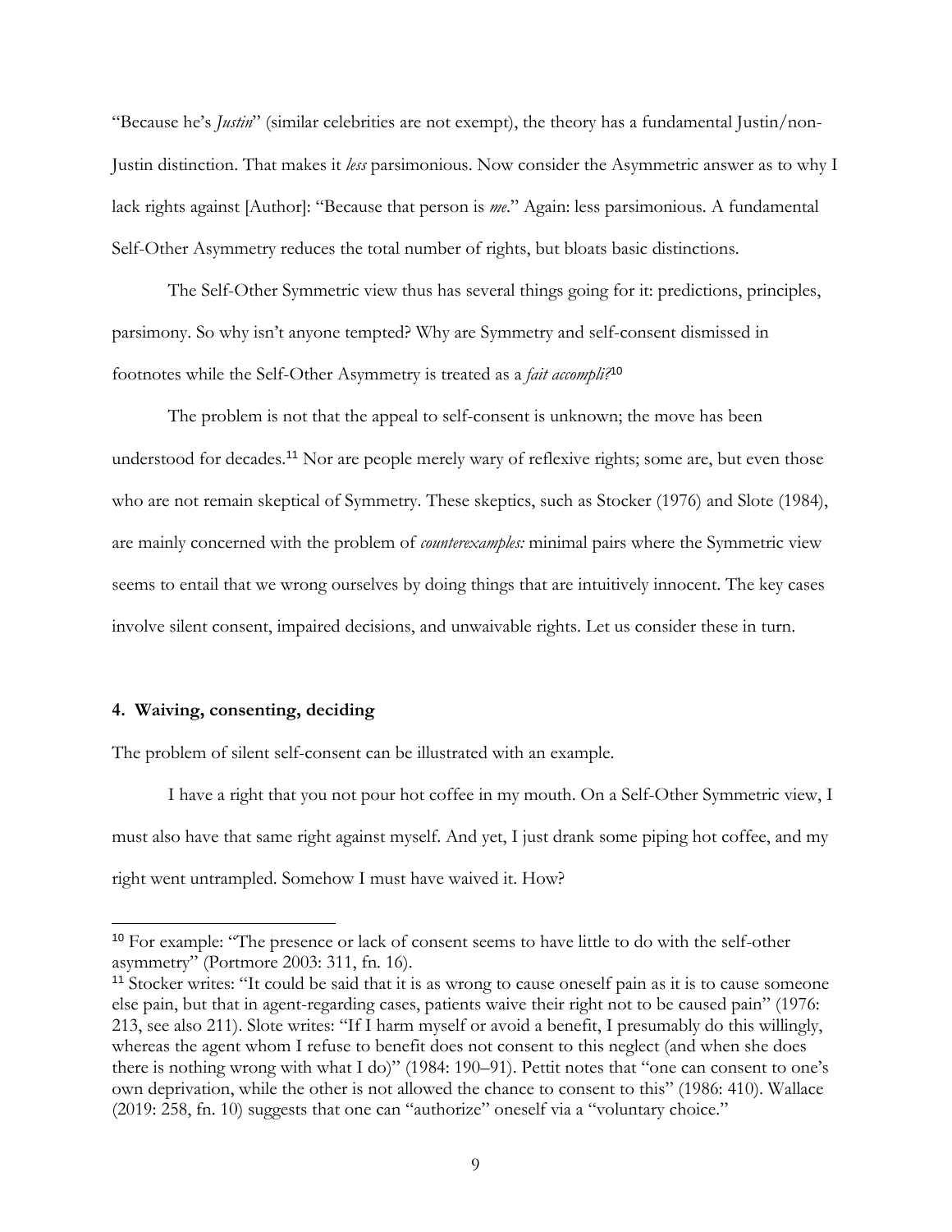"Because he's *Justin*" (similar celebrities are not exempt), the theory has a fundamental Justin/non-Justin distinction. That makes it *less* parsimonious. Now consider the Asymmetric answer as to why I lack rights against [Author]: "Because that person is *me*." Again: less parsimonious. A fundamental Self-Other Asymmetry reduces the total number of rights, but bloats basic distinctions.

The Self-Other Symmetric view thus has several things going for it: predictions, principles, parsimony. So why isn't anyone tempted? Why are Symmetry and self-consent dismissed in footnotes while the Self-Other Asymmetry is treated as a *fait accompli?*[10]

The problem is not that the appeal to self-consent is unknown; the move has been understood for decades.[11] Nor are people merely wary of reflexive rights; some are, but even those who are not remain skeptical of Symmetry. These skeptics, such as Stocker (1976) and Slote (1984), are mainly concerned with the problem of *counterexamples:* minimal pairs where the Symmetric view seems to entail that we wrong ourselves by doing things that are intuitively innocent. The key cases involve silent consent, impaired decisions, and unwaivable rights. Let us consider these in turn.

## 4. Waiving, consenting, deciding

The problem of silent self-consent can be illustrated with an example.

I have a right that you not pour hot coffee in my mouth. On a Self-Other Symmetric view, I must also have that same right against myself. And yet, I just drank some piping hot coffee, and my right went untrampled. Somehow I must have waived it. How?

---

[10] For example: "The presence or lack of consent seems to have little to do with the self-other asymmetry" (Portmore 2003: 311, fn. 16).

[11] Stocker writes: "It could be said that it is as wrong to cause oneself pain as it is to cause someone else pain, but that in agent-regarding cases, patients waive their right not to be caused pain" (1976: 213, see also 211). Slote writes: "If I harm myself or avoid a benefit, I presumably do this willingly, whereas the agent whom I refuse to benefit does not consent to this neglect (and when she does there is nothing wrong with what I do)" (1984: 190–91). Pettit notes that "one can consent to one's own deprivation, while the other is not allowed the chance to consent to this" (1986: 410). Wallace (2019: 258, fn. 10) suggests that one can "authorize" oneself via a "voluntary choice."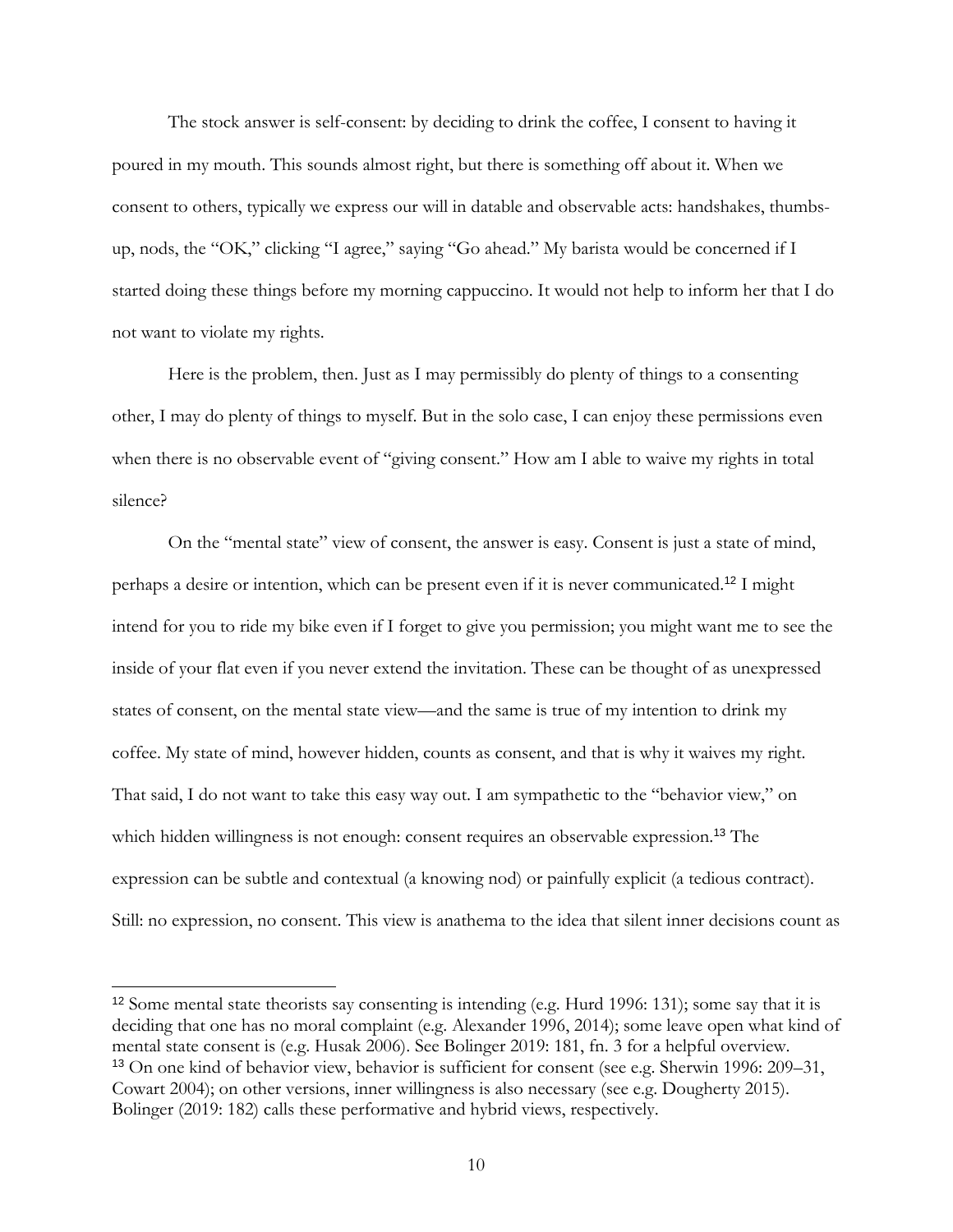The stock answer is self-consent: by deciding to drink the coffee, I consent to having it poured in my mouth. This sounds almost right, but there is something off about it. When we consent to others, typically we express our will in datable and observable acts: handshakes, thumbs-up, nods, the "OK," clicking "I agree," saying "Go ahead." My barista would be concerned if I started doing these things before my morning cappuccino. It would not help to inform her that I do not want to violate my rights.

Here is the problem, then. Just as I may permissibly do plenty of things to a consenting other, I may do plenty of things to myself. But in the solo case, I can enjoy these permissions even when there is no observable event of "giving consent." How am I able to waive my rights in total silence?

On the "mental state" view of consent, the answer is easy. Consent is just a state of mind, perhaps a desire or intention, which can be present even if it is never communicated.[12] I might intend for you to ride my bike even if I forget to give you permission; you might want me to see the inside of your flat even if you never extend the invitation. These can be thought of as unexpressed states of consent, on the mental state view—and the same is true of my intention to drink my coffee. My state of mind, however hidden, counts as consent, and that is why it waives my right. That said, I do not want to take this easy way out. I am sympathetic to the "behavior view," on which hidden willingness is not enough: consent requires an observable expression.[13] The expression can be subtle and contextual (a knowing nod) or painfully explicit (a tedious contract). Still: no expression, no consent. This view is anathema to the idea that silent inner decisions count as

---

[12] Some mental state theorists say consenting is intending (e.g. Hurd 1996: 131); some say that it is deciding that one has no moral complaint (e.g. Alexander 1996, 2014); some leave open what kind of mental state consent is (e.g. Husak 2006). See Bolinger 2019: 181, fn. 3 for a helpful overview.

[13] On one kind of behavior view, behavior is sufficient for consent (see e.g. Sherwin 1996: 209–31, Cowart 2004); on other versions, inner willingness is also necessary (see e.g. Dougherty 2015). Bolinger (2019: 182) calls these performative and hybrid views, respectively.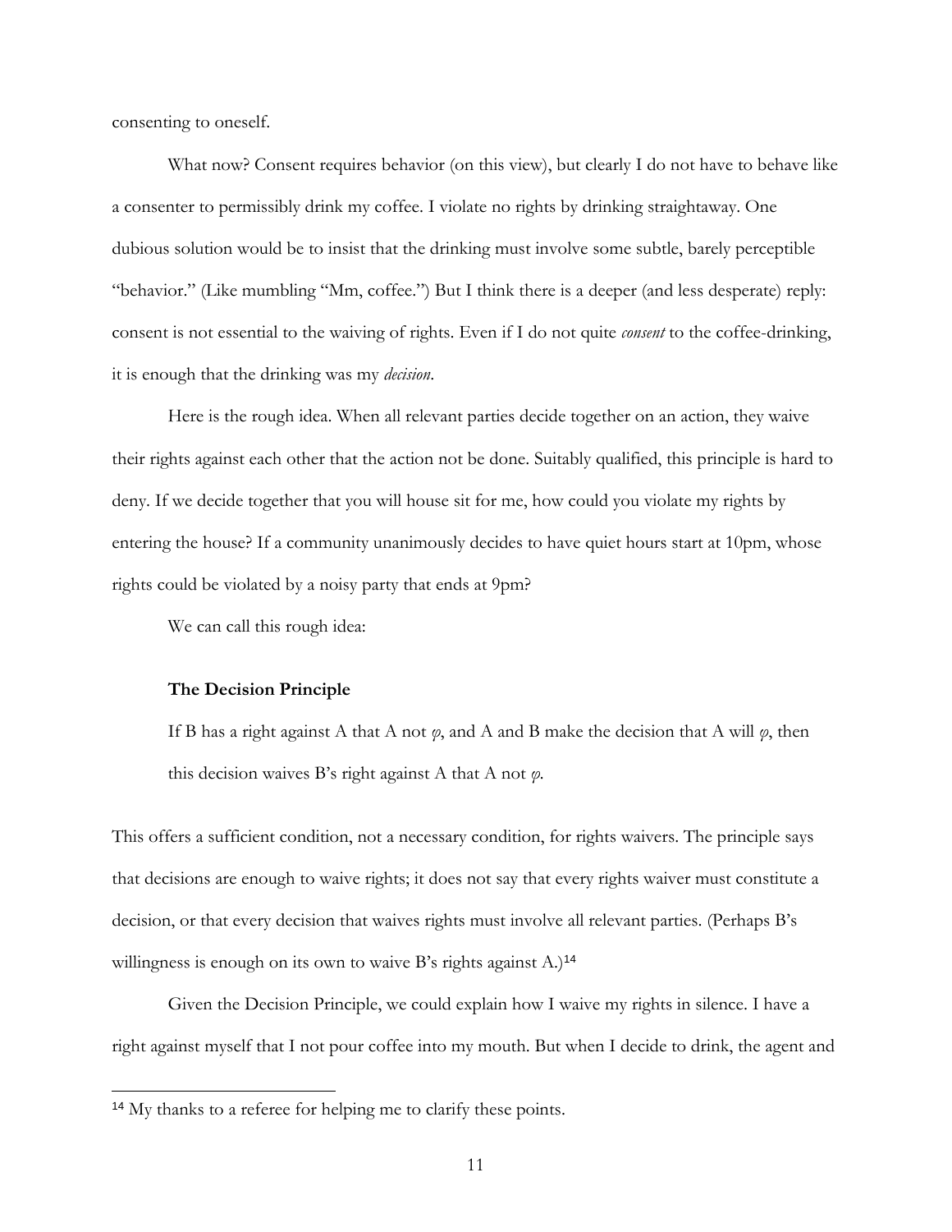consenting to oneself.

What now? Consent requires behavior (on this view), but clearly I do not have to behave like a consenter to permissibly drink my coffee. I violate no rights by drinking straightaway. One dubious solution would be to insist that the drinking must involve some subtle, barely perceptible "behavior." (Like mumbling "Mm, coffee.") But I think there is a deeper (and less desperate) reply: consent is not essential to the waiving of rights. Even if I do not quite *consent* to the coffee-drinking, it is enough that the drinking was my *decision*.

Here is the rough idea. When all relevant parties decide together on an action, they waive their rights against each other that the action not be done. Suitably qualified, this principle is hard to deny. If we decide together that you will house sit for me, how could you violate my rights by entering the house? If a community unanimously decides to have quiet hours start at 10pm, whose rights could be violated by a noisy party that ends at 9pm?

We can call this rough idea:

**The Decision Principle**

> If B has a right against A that A not $\varphi$, and A and B make the decision that A will $\varphi$, then this decision waives B's right against A that A not $\varphi$.

This offers a sufficient condition, not a necessary condition, for rights waivers. The principle says that decisions are enough to waive rights; it does not say that every rights waiver must constitute a decision, or that every decision that waives rights must involve all relevant parties. (Perhaps B's willingness is enough on its own to waive B's rights against A.)[14]

Given the Decision Principle, we could explain how I waive my rights in silence. I have a right against myself that I not pour coffee into my mouth. But when I decide to drink, the agent and

[14] My thanks to a referee for helping me to clarify these points.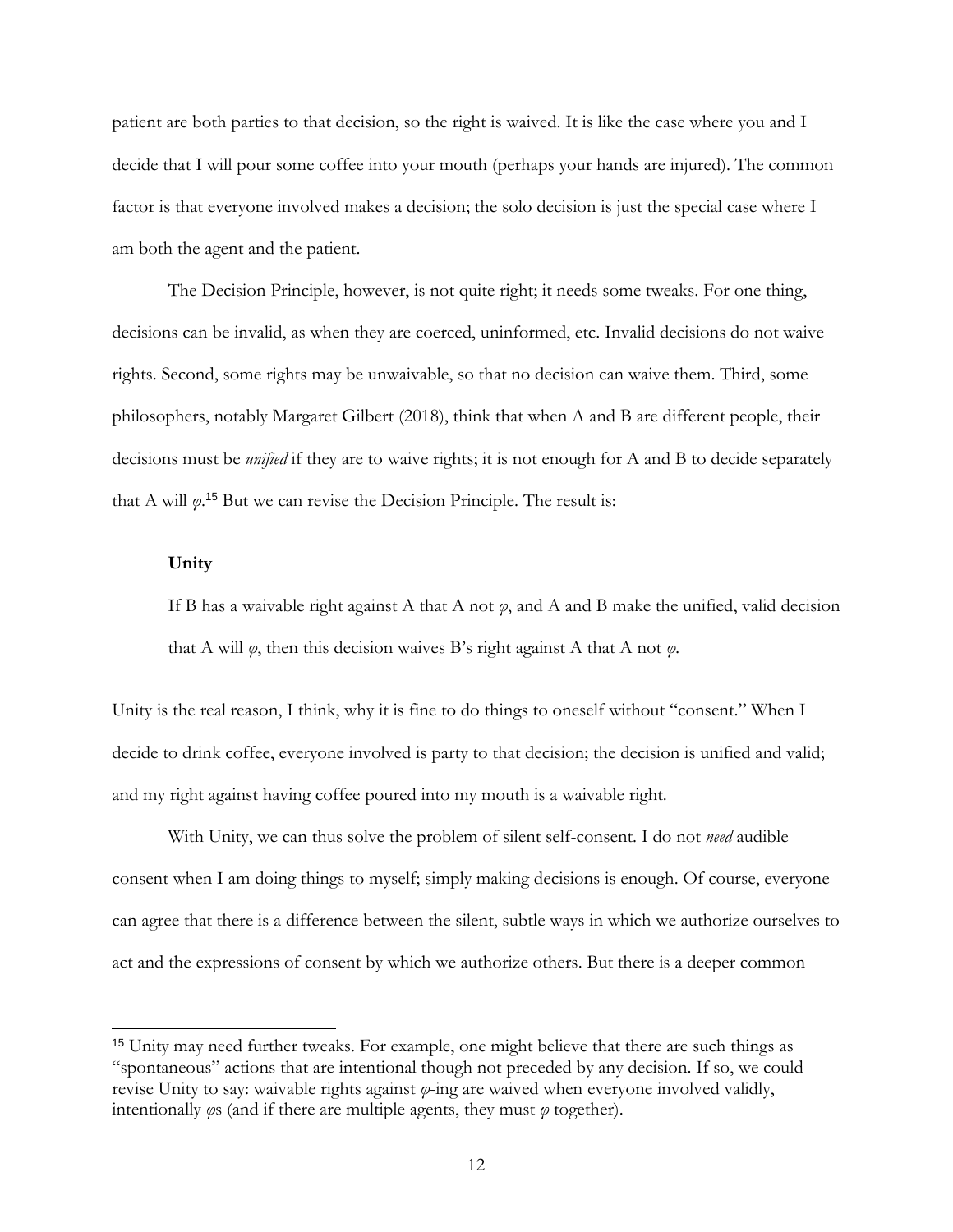patient are both parties to that decision, so the right is waived. It is like the case where you and I decide that I will pour some coffee into your mouth (perhaps your hands are injured). The common factor is that everyone involved makes a decision; the solo decision is just the special case where I am both the agent and the patient.

The Decision Principle, however, is not quite right; it needs some tweaks. For one thing, decisions can be invalid, as when they are coerced, uninformed, etc. Invalid decisions do not waive rights. Second, some rights may be unwaivable, so that no decision can waive them. Third, some philosophers, notably Margaret Gilbert (2018), think that when A and B are different people, their decisions must be *unified* if they are to waive rights; it is not enough for A and B to decide separately that A will *φ*.[15] But we can revise the Decision Principle. The result is:

**Unity**

> If B has a waivable right against A that A not *φ*, and A and B make the unified, valid decision that A will *φ*, then this decision waives B's right against A that A not *φ*.

Unity is the real reason, I think, why it is fine to do things to oneself without "consent." When I decide to drink coffee, everyone involved is party to that decision; the decision is unified and valid; and my right against having coffee poured into my mouth is a waivable right.

With Unity, we can thus solve the problem of silent self-consent. I do not *need* audible consent when I am doing things to myself; simply making decisions is enough. Of course, everyone can agree that there is a difference between the silent, subtle ways in which we authorize ourselves to act and the expressions of consent by which we authorize others. But there is a deeper common

---

[15] Unity may need further tweaks. For example, one might believe that there are such things as "spontaneous" actions that are intentional though not preceded by any decision. If so, we could revise Unity to say: waivable rights against *φ*-ing are waived when everyone involved validly, intentionally *φ*s (and if there are multiple agents, they must *φ* together).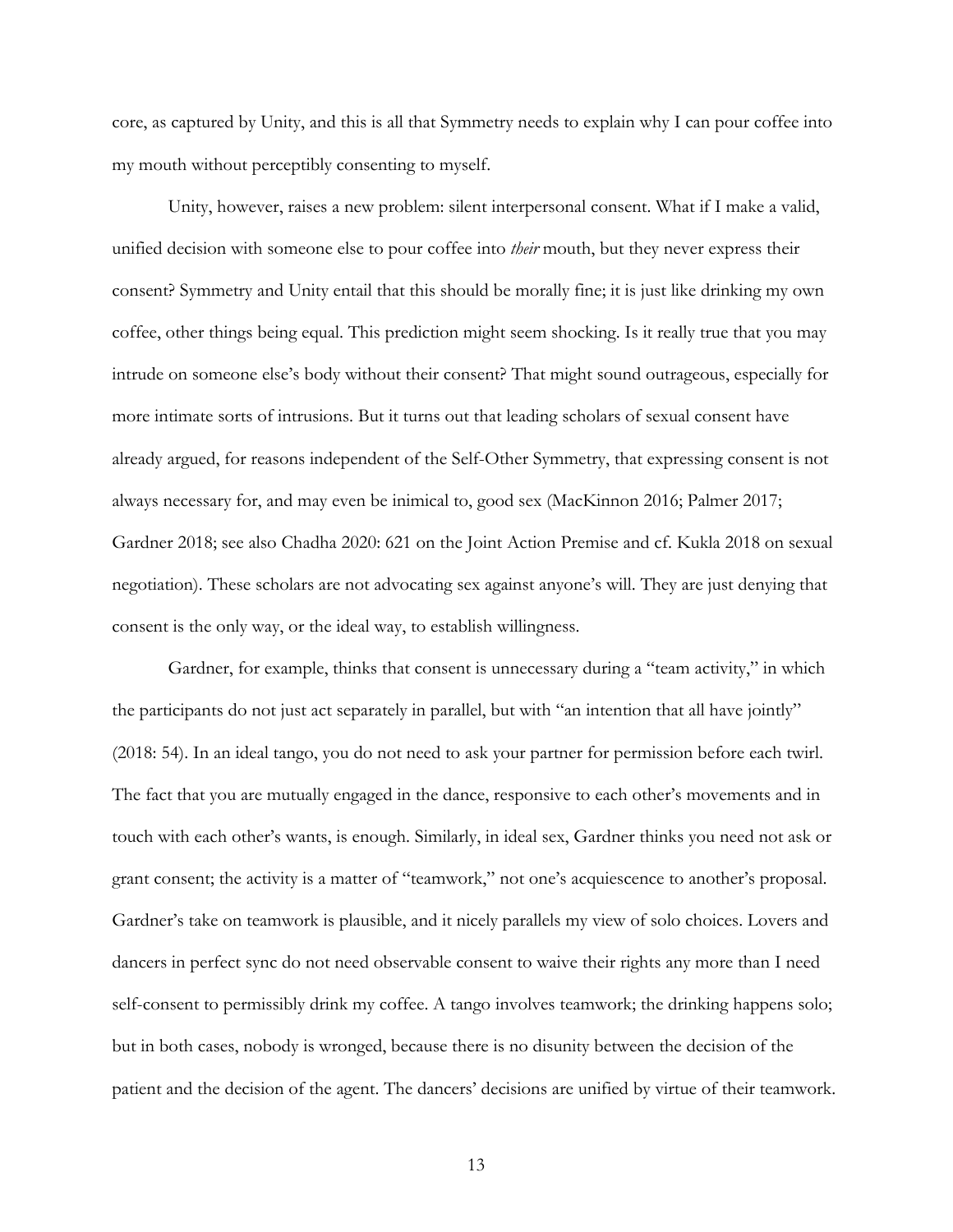core, as captured by Unity, and this is all that Symmetry needs to explain why I can pour coffee into my mouth without perceptibly consenting to myself.

Unity, however, raises a new problem: silent interpersonal consent. What if I make a valid, unified decision with someone else to pour coffee into *their* mouth, but they never express their consent? Symmetry and Unity entail that this should be morally fine; it is just like drinking my own coffee, other things being equal. This prediction might seem shocking. Is it really true that you may intrude on someone else's body without their consent? That might sound outrageous, especially for more intimate sorts of intrusions. But it turns out that leading scholars of sexual consent have already argued, for reasons independent of the Self-Other Symmetry, that expressing consent is not always necessary for, and may even be inimical to, good sex (MacKinnon 2016; Palmer 2017; Gardner 2018; see also Chadha 2020: 621 on the Joint Action Premise and cf. Kukla 2018 on sexual negotiation). These scholars are not advocating sex against anyone's will. They are just denying that consent is the only way, or the ideal way, to establish willingness.

Gardner, for example, thinks that consent is unnecessary during a "team activity," in which the participants do not just act separately in parallel, but with "an intention that all have jointly" (2018: 54). In an ideal tango, you do not need to ask your partner for permission before each twirl. The fact that you are mutually engaged in the dance, responsive to each other's movements and in touch with each other's wants, is enough. Similarly, in ideal sex, Gardner thinks you need not ask or grant consent; the activity is a matter of "teamwork," not one's acquiescence to another's proposal. Gardner's take on teamwork is plausible, and it nicely parallels my view of solo choices. Lovers and dancers in perfect sync do not need observable consent to waive their rights any more than I need self-consent to permissibly drink my coffee. A tango involves teamwork; the drinking happens solo; but in both cases, nobody is wronged, because there is no disunity between the decision of the patient and the decision of the agent. The dancers' decisions are unified by virtue of their teamwork.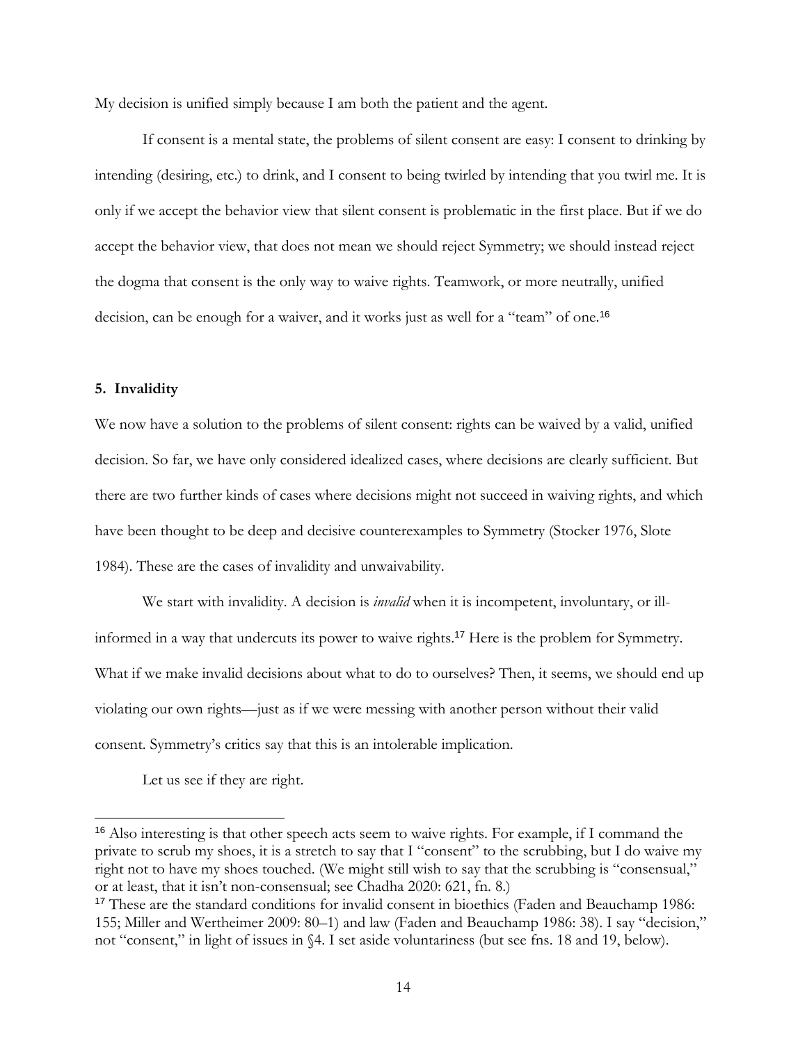My decision is unified simply because I am both the patient and the agent.

If consent is a mental state, the problems of silent consent are easy: I consent to drinking by intending (desiring, etc.) to drink, and I consent to being twirled by intending that you twirl me. It is only if we accept the behavior view that silent consent is problematic in the first place. But if we do accept the behavior view, that does not mean we should reject Symmetry; we should instead reject the dogma that consent is the only way to waive rights. Teamwork, or more neutrally, unified decision, can be enough for a waiver, and it works just as well for a "team" of one.[16]

## 5. Invalidity

We now have a solution to the problems of silent consent: rights can be waived by a valid, unified decision. So far, we have only considered idealized cases, where decisions are clearly sufficient. But there are two further kinds of cases where decisions might not succeed in waiving rights, and which have been thought to be deep and decisive counterexamples to Symmetry (Stocker 1976, Slote 1984). These are the cases of invalidity and unwaivability.

We start with invalidity. A decision is *invalid* when it is incompetent, involuntary, or ill-informed in a way that undercuts its power to waive rights.[17] Here is the problem for Symmetry. What if we make invalid decisions about what to do to ourselves? Then, it seems, we should end up violating our own rights—just as if we were messing with another person without their valid consent. Symmetry's critics say that this is an intolerable implication.

Let us see if they are right.

[16] Also interesting is that other speech acts seem to waive rights. For example, if I command the private to scrub my shoes, it is a stretch to say that I "consent" to the scrubbing, but I do waive my right not to have my shoes touched. (We might still wish to say that the scrubbing is "consensual," or at least, that it isn't non-consensual; see Chadha 2020: 621, fn. 8.)

[17] These are the standard conditions for invalid consent in bioethics (Faden and Beauchamp 1986: 155; Miller and Wertheimer 2009: 80–1) and law (Faden and Beauchamp 1986: 38). I say "decision," not "consent," in light of issues in §4. I set aside voluntariness (but see fns. 18 and 19, below).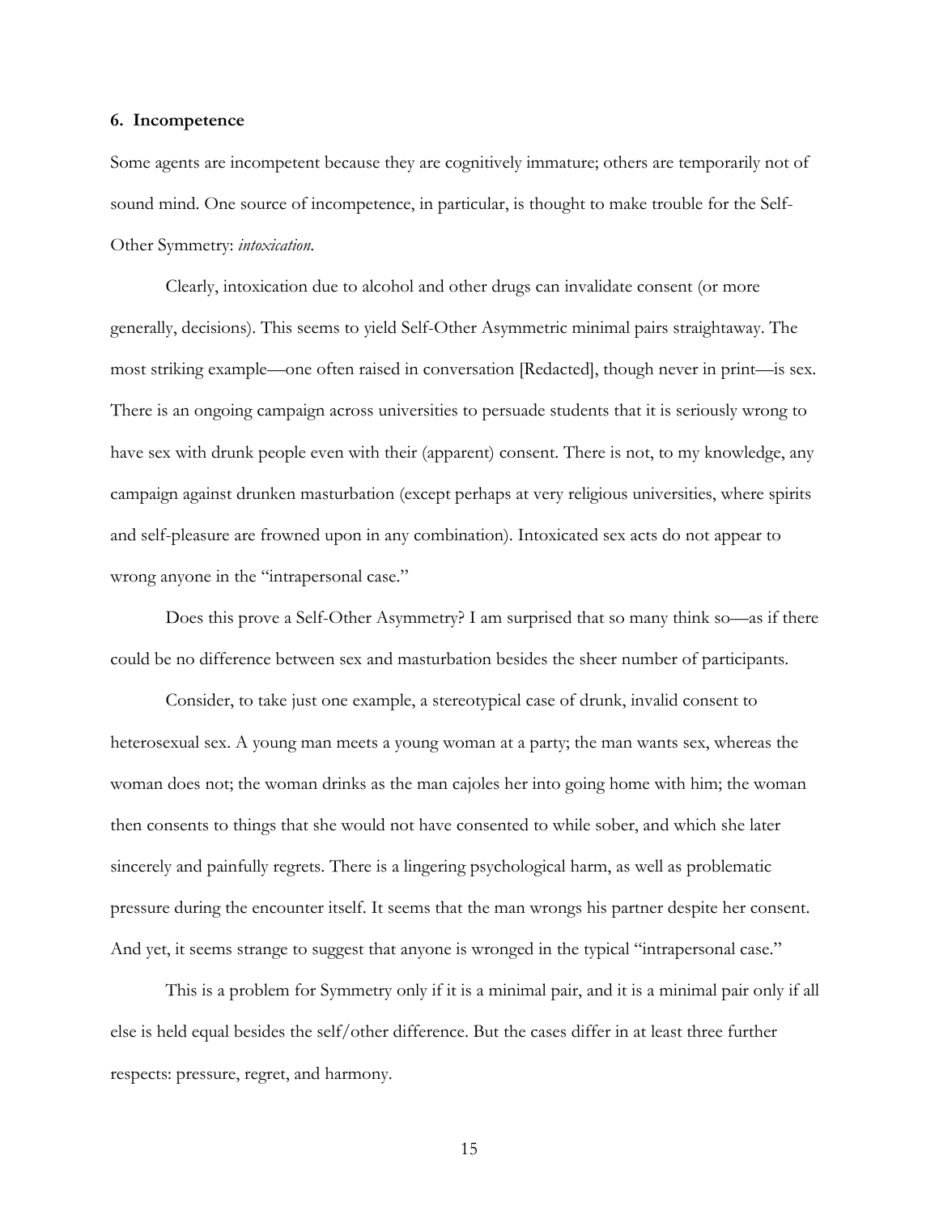## 6. Incompetence

Some agents are incompetent because they are cognitively immature; others are temporarily not of sound mind. One source of incompetence, in particular, is thought to make trouble for the Self-Other Symmetry: *intoxication*.

Clearly, intoxication due to alcohol and other drugs can invalidate consent (or more generally, decisions). This seems to yield Self-Other Asymmetric minimal pairs straightaway. The most striking example—one often raised in conversation [Redacted], though never in print—is sex. There is an ongoing campaign across universities to persuade students that it is seriously wrong to have sex with drunk people even with their (apparent) consent. There is not, to my knowledge, any campaign against drunken masturbation (except perhaps at very religious universities, where spirits and self-pleasure are frowned upon in any combination). Intoxicated sex acts do not appear to wrong anyone in the "intrapersonal case."

Does this prove a Self-Other Asymmetry? I am surprised that so many think so—as if there could be no difference between sex and masturbation besides the sheer number of participants.

Consider, to take just one example, a stereotypical case of drunk, invalid consent to heterosexual sex. A young man meets a young woman at a party; the man wants sex, whereas the woman does not; the woman drinks as the man cajoles her into going home with him; the woman then consents to things that she would not have consented to while sober, and which she later sincerely and painfully regrets. There is a lingering psychological harm, as well as problematic pressure during the encounter itself. It seems that the man wrongs his partner despite her consent. And yet, it seems strange to suggest that anyone is wronged in the typical "intrapersonal case."

This is a problem for Symmetry only if it is a minimal pair, and it is a minimal pair only if all else is held equal besides the self/other difference. But the cases differ in at least three further respects: pressure, regret, and harmony.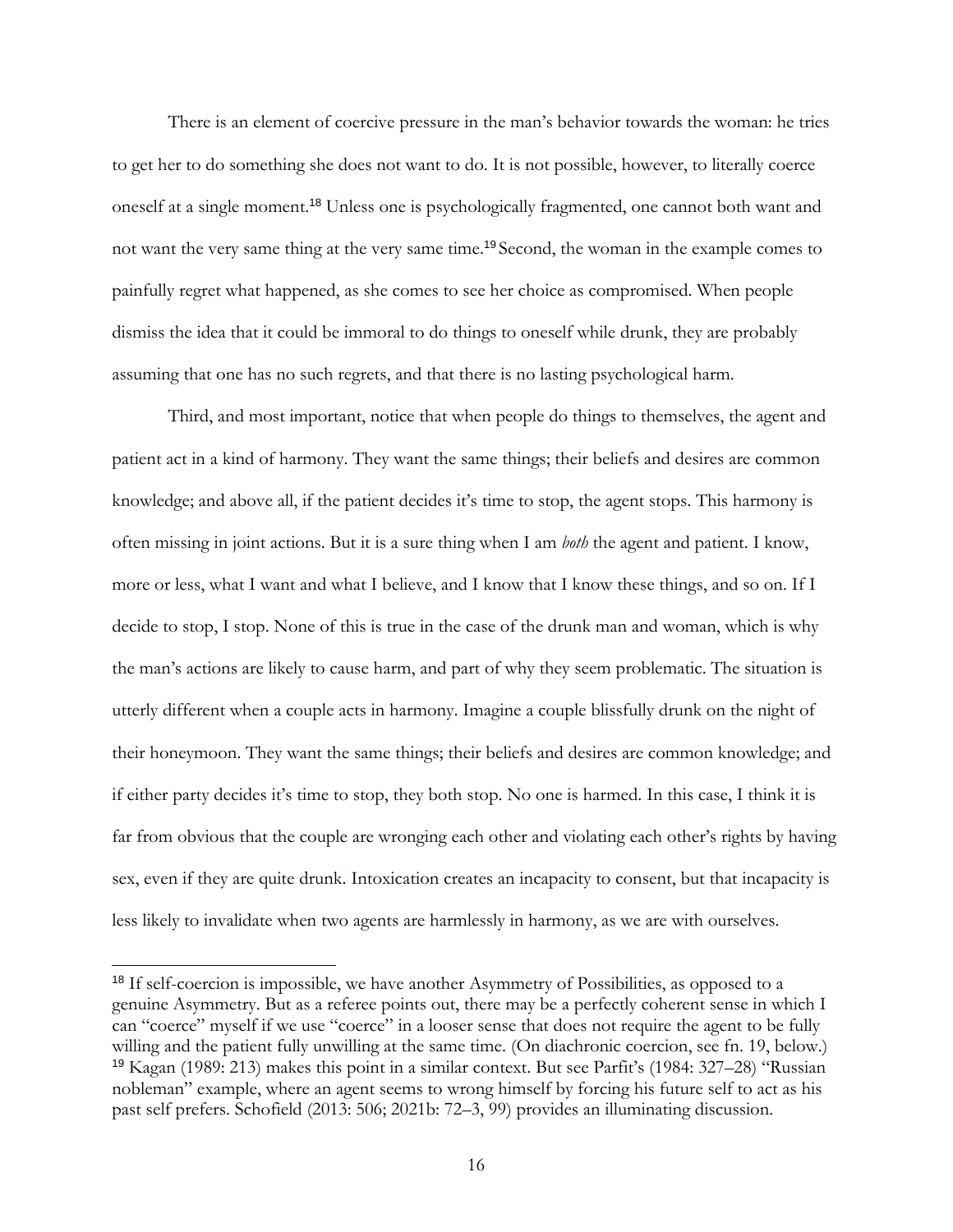There is an element of coercive pressure in the man's behavior towards the woman: he tries to get her to do something she does not want to do. It is not possible, however, to literally coerce oneself at a single moment.[18] Unless one is psychologically fragmented, one cannot both want and not want the very same thing at the very same time.[19] Second, the woman in the example comes to painfully regret what happened, as she comes to see her choice as compromised. When people dismiss the idea that it could be immoral to do things to oneself while drunk, they are probably assuming that one has no such regrets, and that there is no lasting psychological harm.

Third, and most important, notice that when people do things to themselves, the agent and patient act in a kind of harmony. They want the same things; their beliefs and desires are common knowledge; and above all, if the patient decides it's time to stop, the agent stops. This harmony is often missing in joint actions. But it is a sure thing when I am *both* the agent and patient. I know, more or less, what I want and what I believe, and I know that I know these things, and so on. If I decide to stop, I stop. None of this is true in the case of the drunk man and woman, which is why the man's actions are likely to cause harm, and part of why they seem problematic. The situation is utterly different when a couple acts in harmony. Imagine a couple blissfully drunk on the night of their honeymoon. They want the same things; their beliefs and desires are common knowledge; and if either party decides it's time to stop, they both stop. No one is harmed. In this case, I think it is far from obvious that the couple are wronging each other and violating each other's rights by having sex, even if they are quite drunk. Intoxication creates an incapacity to consent, but that incapacity is less likely to invalidate when two agents are harmlessly in harmony, as we are with ourselves.

---

[18] If self-coercion is impossible, we have another Asymmetry of Possibilities, as opposed to a genuine Asymmetry. But as a referee points out, there may be a perfectly coherent sense in which I can "coerce" myself if we use "coerce" in a looser sense that does not require the agent to be fully willing and the patient fully unwilling at the same time. (On diachronic coercion, see fn. 19, below.)

[19] Kagan (1989: 213) makes this point in a similar context. But see Parfit's (1984: 327–28) "Russian nobleman" example, where an agent seems to wrong himself by forcing his future self to act as his past self prefers. Schofield (2013: 506; 2021b: 72–3, 99) provides an illuminating discussion.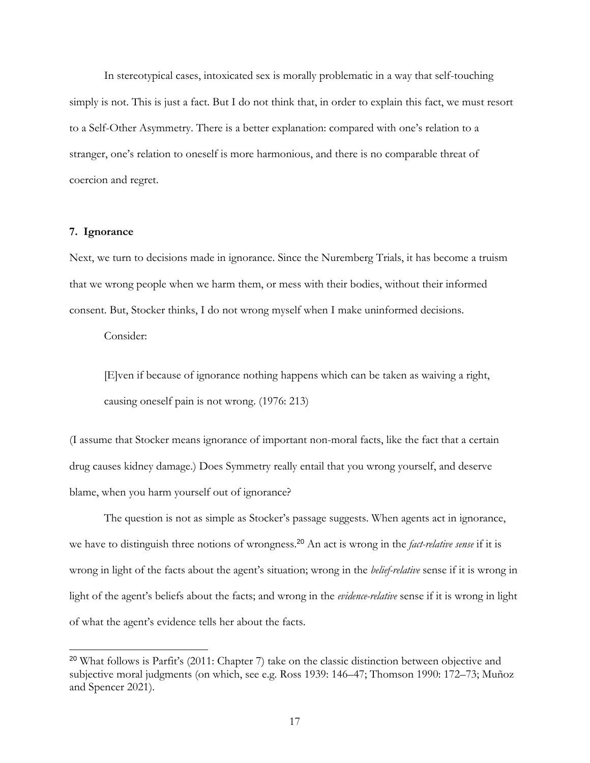In stereotypical cases, intoxicated sex is morally problematic in a way that self-touching simply is not. This is just a fact. But I do not think that, in order to explain this fact, we must resort to a Self-Other Asymmetry. There is a better explanation: compared with one's relation to a stranger, one's relation to oneself is more harmonious, and there is no comparable threat of coercion and regret.

## 7. Ignorance

Next, we turn to decisions made in ignorance. Since the Nuremberg Trials, it has become a truism that we wrong people when we harm them, or mess with their bodies, without their informed consent. But, Stocker thinks, I do not wrong myself when I make uninformed decisions.

Consider:

> [E]ven if because of ignorance nothing happens which can be taken as waiving a right, causing oneself pain is not wrong. (1976: 213)

(I assume that Stocker means ignorance of important non-moral facts, like the fact that a certain drug causes kidney damage.) Does Symmetry really entail that you wrong yourself, and deserve blame, when you harm yourself out of ignorance?

The question is not as simple as Stocker's passage suggests. When agents act in ignorance, we have to distinguish three notions of wrongness.[20] An act is wrong in the *fact-relative sense* if it is wrong in light of the facts about the agent's situation; wrong in the *belief-relative* sense if it is wrong in light of the agent's beliefs about the facts; and wrong in the *evidence-relative* sense if it is wrong in light of what the agent's evidence tells her about the facts.

[20] What follows is Parfit's (2011: Chapter 7) take on the classic distinction between objective and subjective moral judgments (on which, see e.g. Ross 1939: 146–47; Thomson 1990: 172–73; Muñoz and Spencer 2021).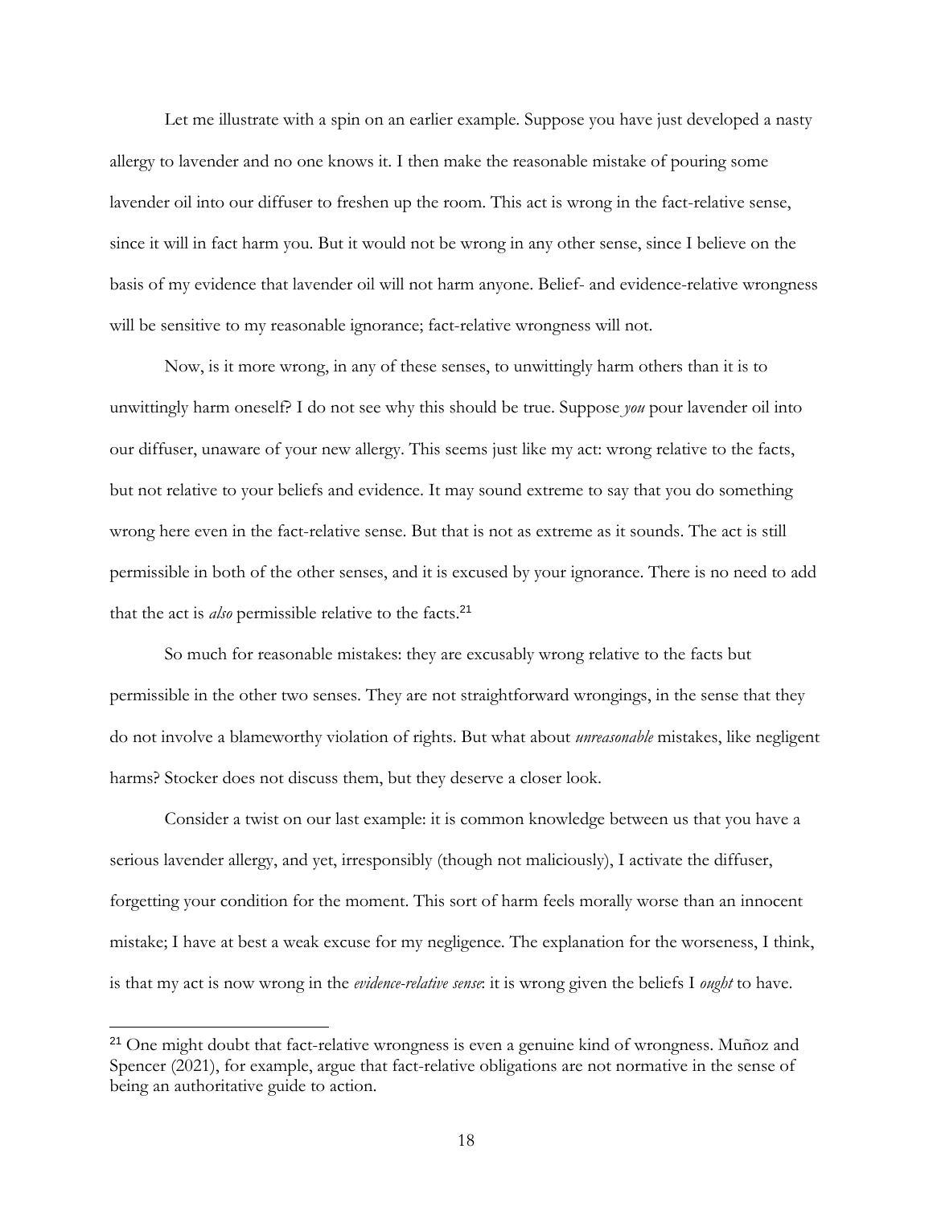Let me illustrate with a spin on an earlier example. Suppose you have just developed a nasty allergy to lavender and no one knows it. I then make the reasonable mistake of pouring some lavender oil into our diffuser to freshen up the room. This act is wrong in the fact-relative sense, since it will in fact harm you. But it would not be wrong in any other sense, since I believe on the basis of my evidence that lavender oil will not harm anyone. Belief- and evidence-relative wrongness will be sensitive to my reasonable ignorance; fact-relative wrongness will not.

Now, is it more wrong, in any of these senses, to unwittingly harm others than it is to unwittingly harm oneself? I do not see why this should be true. Suppose *you* pour lavender oil into our diffuser, unaware of your new allergy. This seems just like my act: wrong relative to the facts, but not relative to your beliefs and evidence. It may sound extreme to say that you do something wrong here even in the fact-relative sense. But that is not as extreme as it sounds. The act is still permissible in both of the other senses, and it is excused by your ignorance. There is no need to add that the act is *also* permissible relative to the facts.[21]

So much for reasonable mistakes: they are excusably wrong relative to the facts but permissible in the other two senses. They are not straightforward wrongings, in the sense that they do not involve a blameworthy violation of rights. But what about *unreasonable* mistakes, like negligent harms? Stocker does not discuss them, but they deserve a closer look.

Consider a twist on our last example: it is common knowledge between us that you have a serious lavender allergy, and yet, irresponsibly (though not maliciously), I activate the diffuser, forgetting your condition for the moment. This sort of harm feels morally worse than an innocent mistake; I have at best a weak excuse for my negligence. The explanation for the worseness, I think, is that my act is now wrong in the *evidence-relative sense*: it is wrong given the beliefs I *ought* to have.

[21] One might doubt that fact-relative wrongness is even a genuine kind of wrongness. Muñoz and Spencer (2021), for example, argue that fact-relative obligations are not normative in the sense of being an authoritative guide to action.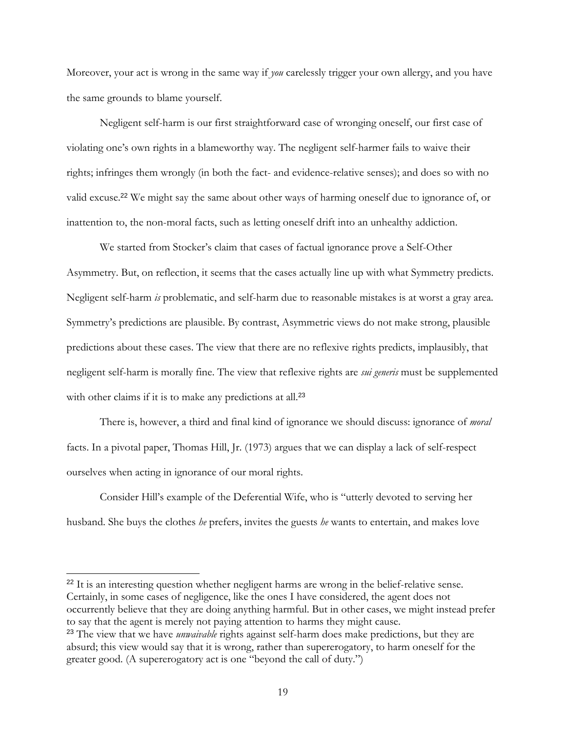Moreover, your act is wrong in the same way if *you* carelessly trigger your own allergy, and you have the same grounds to blame yourself.

Negligent self-harm is our first straightforward case of wronging oneself, our first case of violating one's own rights in a blameworthy way. The negligent self-harmer fails to waive their rights; infringes them wrongly (in both the fact- and evidence-relative senses); and does so with no valid excuse.[22] We might say the same about other ways of harming oneself due to ignorance of, or inattention to, the non-moral facts, such as letting oneself drift into an unhealthy addiction.

We started from Stocker's claim that cases of factual ignorance prove a Self-Other Asymmetry. But, on reflection, it seems that the cases actually line up with what Symmetry predicts. Negligent self-harm *is* problematic, and self-harm due to reasonable mistakes is at worst a gray area. Symmetry's predictions are plausible. By contrast, Asymmetric views do not make strong, plausible predictions about these cases. The view that there are no reflexive rights predicts, implausibly, that negligent self-harm is morally fine. The view that reflexive rights are *sui generis* must be supplemented with other claims if it is to make any predictions at all.[23]

There is, however, a third and final kind of ignorance we should discuss: ignorance of *moral* facts. In a pivotal paper, Thomas Hill, Jr. (1973) argues that we can display a lack of self-respect ourselves when acting in ignorance of our moral rights.

Consider Hill's example of the Deferential Wife, who is "utterly devoted to serving her husband. She buys the clothes *he* prefers, invites the guests *he* wants to entertain, and makes love

---

[22] It is an interesting question whether negligent harms are wrong in the belief-relative sense. Certainly, in some cases of negligence, like the ones I have considered, the agent does not occurrently believe that they are doing anything harmful. But in other cases, we might instead prefer to say that the agent is merely not paying attention to harms they might cause.

[23] The view that we have *unwaivable* rights against self-harm does make predictions, but they are absurd; this view would say that it is wrong, rather than supererogatory, to harm oneself for the greater good. (A supererogatory act is one "beyond the call of duty.")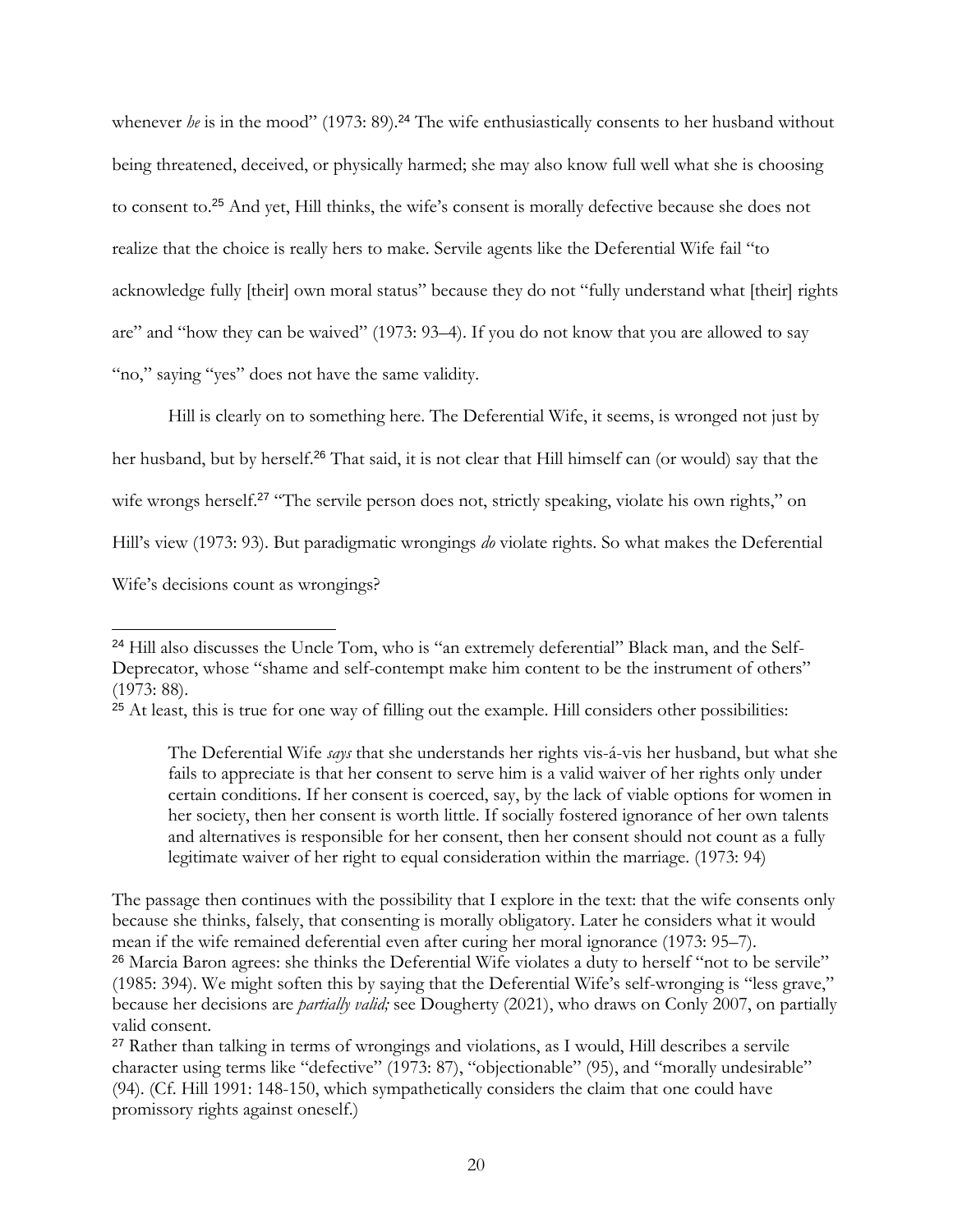whenever *he* is in the mood" (1973: 89).[24] The wife enthusiastically consents to her husband without being threatened, deceived, or physically harmed; she may also know full well what she is choosing to consent to.[25] And yet, Hill thinks, the wife's consent is morally defective because she does not realize that the choice is really hers to make. Servile agents like the Deferential Wife fail "to acknowledge fully [their] own moral status" because they do not "fully understand what [their] rights are" and "how they can be waived" (1973: 93–4). If you do not know that you are allowed to say "no," saying "yes" does not have the same validity.

Hill is clearly on to something here. The Deferential Wife, it seems, is wronged not just by her husband, but by herself.[26] That said, it is not clear that Hill himself can (or would) say that the wife wrongs herself.[27] "The servile person does not, strictly speaking, violate his own rights," on Hill's view (1973: 93). But paradigmatic wrongings *do* violate rights. So what makes the Deferential Wife's decisions count as wrongings?

---

[24] Hill also discusses the Uncle Tom, who is "an extremely deferential" Black man, and the Self-Deprecator, whose "shame and self-contempt make him content to be the instrument of others" (1973: 88).

[25] At least, this is true for one way of filling out the example. Hill considers other possibilities:

> The Deferential Wife *says* that she understands her rights vis-á-vis her husband, but what she fails to appreciate is that her consent to serve him is a valid waiver of her rights only under certain conditions. If her consent is coerced, say, by the lack of viable options for women in her society, then her consent is worth little. If socially fostered ignorance of her own talents and alternatives is responsible for her consent, then her consent should not count as a fully legitimate waiver of her right to equal consideration within the marriage. (1973: 94)

The passage then continues with the possibility that I explore in the text: that the wife consents only because she thinks, falsely, that consenting is morally obligatory. Later he considers what it would mean if the wife remained deferential even after curing her moral ignorance (1973: 95–7).

[26] Marcia Baron agrees: she thinks the Deferential Wife violates a duty to herself "not to be servile" (1985: 394). We might soften this by saying that the Deferential Wife's self-wronging is "less grave," because her decisions are *partially valid;* see Dougherty (2021), who draws on Conly 2007, on partially valid consent.

[27] Rather than talking in terms of wrongings and violations, as I would, Hill describes a servile character using terms like "defective" (1973: 87), "objectionable" (95), and "morally undesirable" (94). (Cf. Hill 1991: 148-150, which sympathetically considers the claim that one could have promissory rights against oneself.)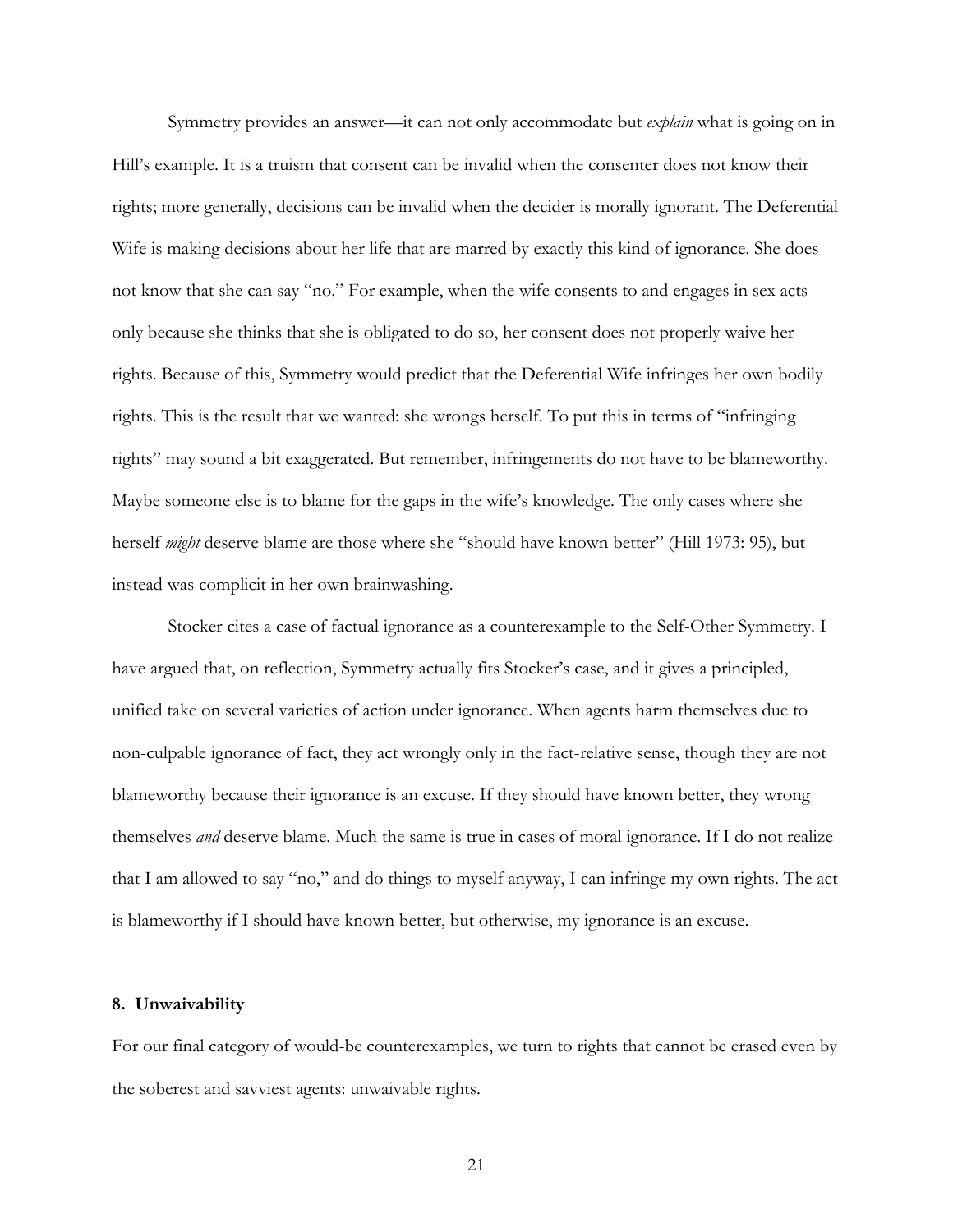Symmetry provides an answer—it can not only accommodate but *explain* what is going on in Hill's example. It is a truism that consent can be invalid when the consenter does not know their rights; more generally, decisions can be invalid when the decider is morally ignorant. The Deferential Wife is making decisions about her life that are marred by exactly this kind of ignorance. She does not know that she can say "no." For example, when the wife consents to and engages in sex acts only because she thinks that she is obligated to do so, her consent does not properly waive her rights. Because of this, Symmetry would predict that the Deferential Wife infringes her own bodily rights. This is the result that we wanted: she wrongs herself. To put this in terms of "infringing rights" may sound a bit exaggerated. But remember, infringements do not have to be blameworthy. Maybe someone else is to blame for the gaps in the wife's knowledge. The only cases where she herself *might* deserve blame are those where she "should have known better" (Hill 1973: 95), but instead was complicit in her own brainwashing.

Stocker cites a case of factual ignorance as a counterexample to the Self-Other Symmetry. I have argued that, on reflection, Symmetry actually fits Stocker's case, and it gives a principled, unified take on several varieties of action under ignorance. When agents harm themselves due to non-culpable ignorance of fact, they act wrongly only in the fact-relative sense, though they are not blameworthy because their ignorance is an excuse. If they should have known better, they wrong themselves *and* deserve blame. Much the same is true in cases of moral ignorance. If I do not realize that I am allowed to say "no," and do things to myself anyway, I can infringe my own rights. The act is blameworthy if I should have known better, but otherwise, my ignorance is an excuse.

## 8. Unwaivability

For our final category of would-be counterexamples, we turn to rights that cannot be erased even by the soberest and savviest agents: unwaivable rights.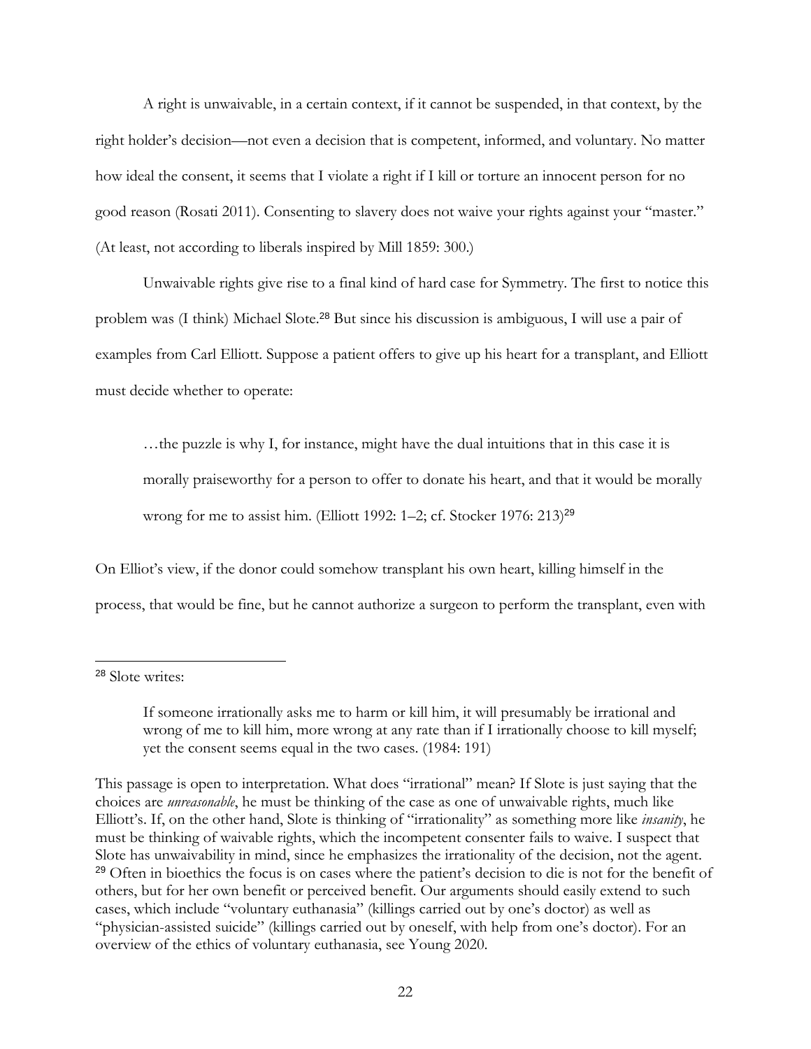A right is unwaivable, in a certain context, if it cannot be suspended, in that context, by the right holder's decision—not even a decision that is competent, informed, and voluntary. No matter how ideal the consent, it seems that I violate a right if I kill or torture an innocent person for no good reason (Rosati 2011). Consenting to slavery does not waive your rights against your "master." (At least, not according to liberals inspired by Mill 1859: 300.)

Unwaivable rights give rise to a final kind of hard case for Symmetry. The first to notice this problem was (I think) Michael Slote.[28] But since his discussion is ambiguous, I will use a pair of examples from Carl Elliott. Suppose a patient offers to give up his heart for a transplant, and Elliott must decide whether to operate:

> …the puzzle is why I, for instance, might have the dual intuitions that in this case it is morally praiseworthy for a person to offer to donate his heart, and that it would be morally wrong for me to assist him. (Elliott 1992: 1–2; cf. Stocker 1976: 213)[29]

On Elliot's view, if the donor could somehow transplant his own heart, killing himself in the process, that would be fine, but he cannot authorize a surgeon to perform the transplant, even with

---

[28] Slote writes:

> If someone irrationally asks me to harm or kill him, it will presumably be irrational and wrong of me to kill him, more wrong at any rate than if I irrationally choose to kill myself; yet the consent seems equal in the two cases. (1984: 191)

This passage is open to interpretation. What does "irrational" mean? If Slote is just saying that the choices are *unreasonable*, he must be thinking of the case as one of unwaivable rights, much like Elliott's. If, on the other hand, Slote is thinking of "irrationality" as something more like *insanity*, he must be thinking of waivable rights, which the incompetent consenter fails to waive. I suspect that Slote has unwaivability in mind, since he emphasizes the irrationality of the decision, not the agent.

[29] Often in bioethics the focus is on cases where the patient's decision to die is not for the benefit of others, but for her own benefit or perceived benefit. Our arguments should easily extend to such cases, which include "voluntary euthanasia" (killings carried out by one's doctor) as well as "physician-assisted suicide" (killings carried out by oneself, with help from one's doctor). For an overview of the ethics of voluntary euthanasia, see Young 2020.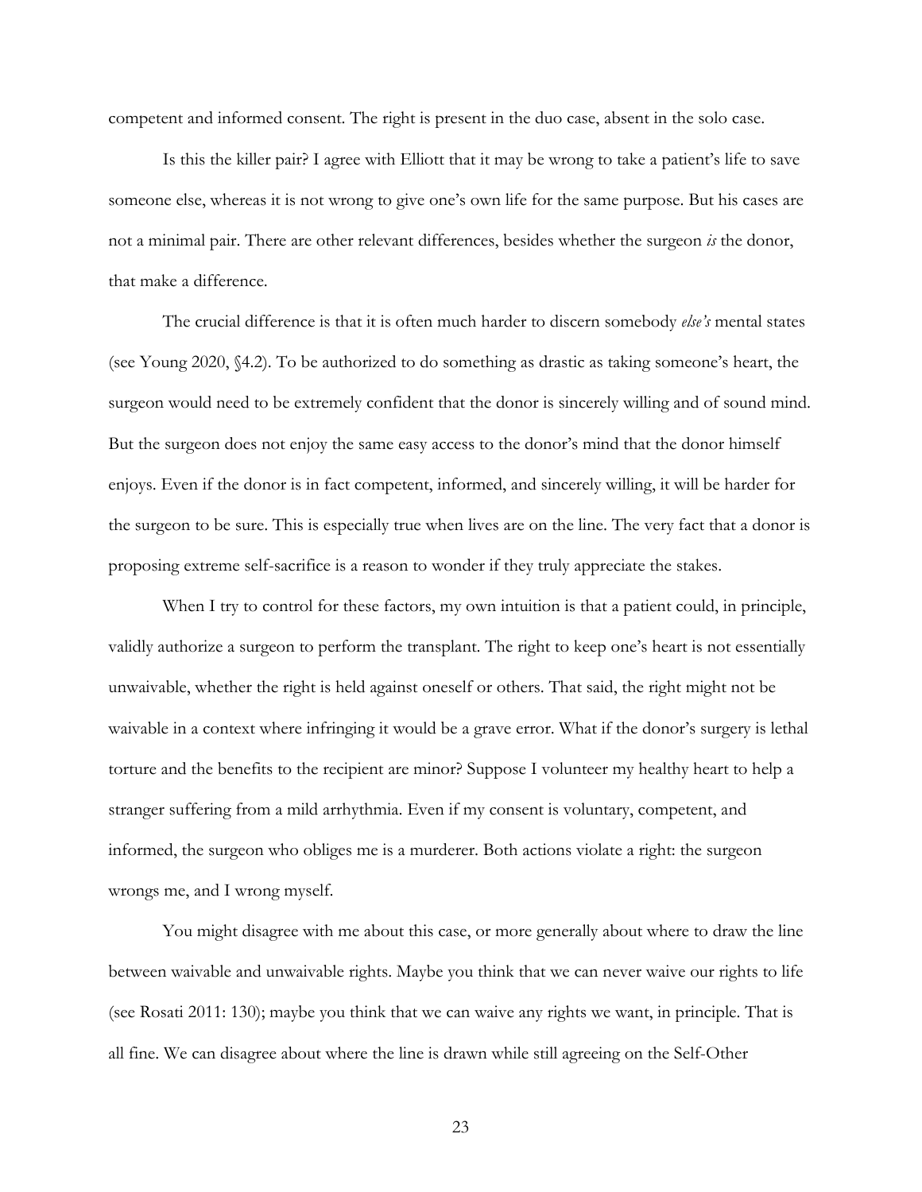competent and informed consent. The right is present in the duo case, absent in the solo case.

Is this the killer pair? I agree with Elliott that it may be wrong to take a patient's life to save someone else, whereas it is not wrong to give one's own life for the same purpose. But his cases are not a minimal pair. There are other relevant differences, besides whether the surgeon *is* the donor, that make a difference.

The crucial difference is that it is often much harder to discern somebody *else's* mental states (see Young 2020, §4.2). To be authorized to do something as drastic as taking someone's heart, the surgeon would need to be extremely confident that the donor is sincerely willing and of sound mind. But the surgeon does not enjoy the same easy access to the donor's mind that the donor himself enjoys. Even if the donor is in fact competent, informed, and sincerely willing, it will be harder for the surgeon to be sure. This is especially true when lives are on the line. The very fact that a donor is proposing extreme self-sacrifice is a reason to wonder if they truly appreciate the stakes.

When I try to control for these factors, my own intuition is that a patient could, in principle, validly authorize a surgeon to perform the transplant. The right to keep one's heart is not essentially unwaivable, whether the right is held against oneself or others. That said, the right might not be waivable in a context where infringing it would be a grave error. What if the donor's surgery is lethal torture and the benefits to the recipient are minor? Suppose I volunteer my healthy heart to help a stranger suffering from a mild arrhythmia. Even if my consent is voluntary, competent, and informed, the surgeon who obliges me is a murderer. Both actions violate a right: the surgeon wrongs me, and I wrong myself.

You might disagree with me about this case, or more generally about where to draw the line between waivable and unwaivable rights. Maybe you think that we can never waive our rights to life (see Rosati 2011: 130); maybe you think that we can waive any rights we want, in principle. That is all fine. We can disagree about where the line is drawn while still agreeing on the Self-Other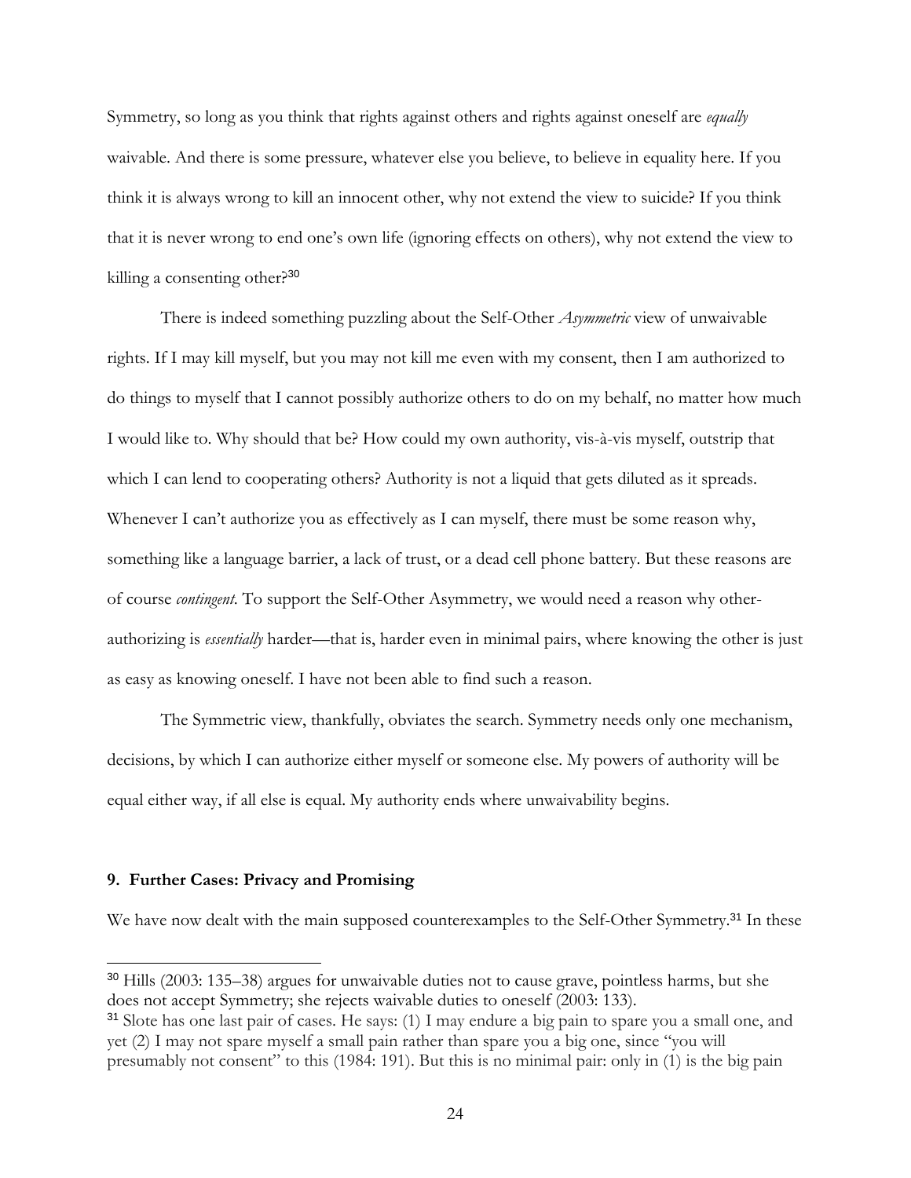Symmetry, so long as you think that rights against others and rights against oneself are *equally* waivable. And there is some pressure, whatever else you believe, to believe in equality here. If you think it is always wrong to kill an innocent other, why not extend the view to suicide? If you think that it is never wrong to end one's own life (ignoring effects on others), why not extend the view to killing a consenting other?[30]

There is indeed something puzzling about the Self-Other *Asymmetric* view of unwaivable rights. If I may kill myself, but you may not kill me even with my consent, then I am authorized to do things to myself that I cannot possibly authorize others to do on my behalf, no matter how much I would like to. Why should that be? How could my own authority, vis-à-vis myself, outstrip that which I can lend to cooperating others? Authority is not a liquid that gets diluted as it spreads. Whenever I can't authorize you as effectively as I can myself, there must be some reason why, something like a language barrier, a lack of trust, or a dead cell phone battery. But these reasons are of course *contingent*. To support the Self-Other Asymmetry, we would need a reason why other-authorizing is *essentially* harder—that is, harder even in minimal pairs, where knowing the other is just as easy as knowing oneself. I have not been able to find such a reason.

The Symmetric view, thankfully, obviates the search. Symmetry needs only one mechanism, decisions, by which I can authorize either myself or someone else. My powers of authority will be equal either way, if all else is equal. My authority ends where unwaivability begins.

## 9. Further Cases: Privacy and Promising

We have now dealt with the main supposed counterexamples to the Self-Other Symmetry.[31] In these

---

[30] Hills (2003: 135–38) argues for unwaivable duties not to cause grave, pointless harms, but she does not accept Symmetry; she rejects waivable duties to oneself (2003: 133).

[31] Slote has one last pair of cases. He says: (1) I may endure a big pain to spare you a small one, and yet (2) I may not spare myself a small pain rather than spare you a big one, since "you will presumably not consent" to this (1984: 191). But this is no minimal pair: only in (1) is the big pain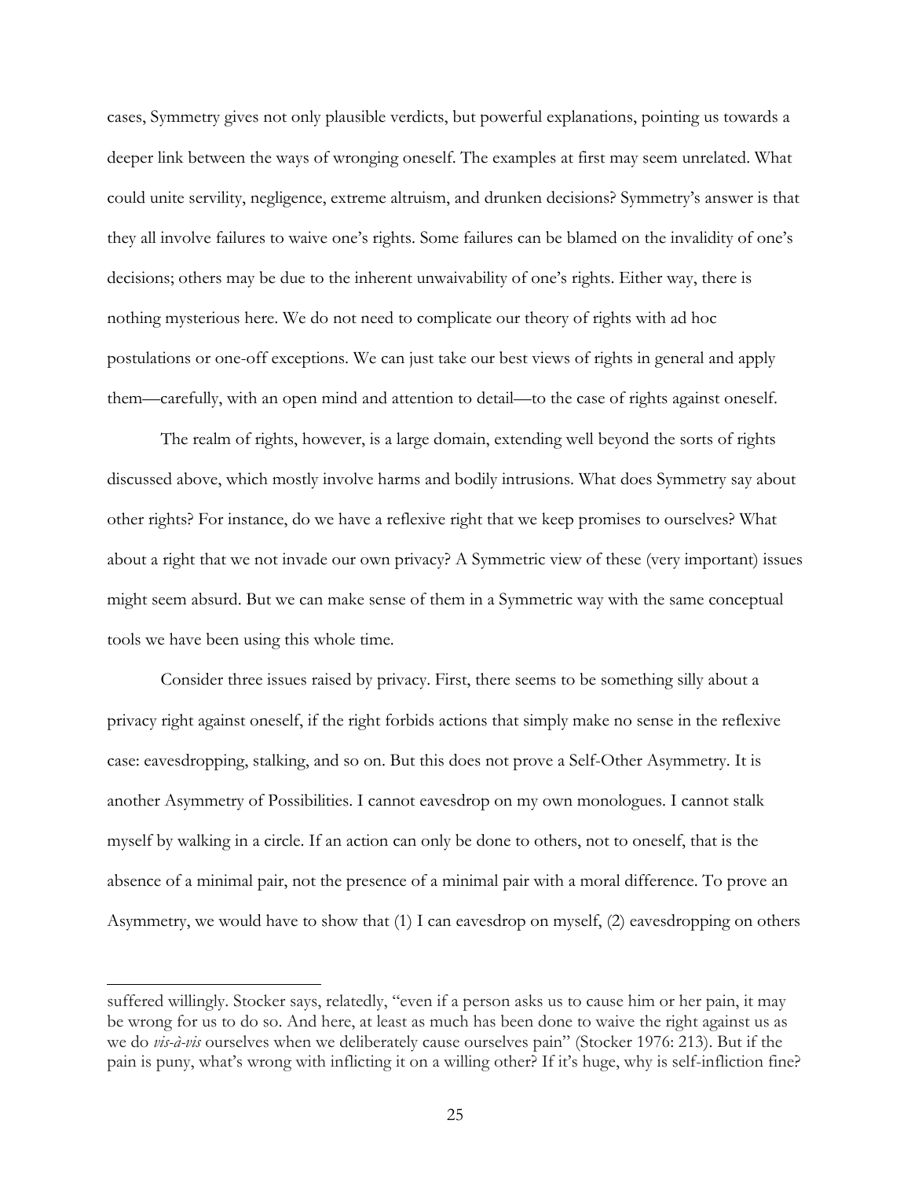cases, Symmetry gives not only plausible verdicts, but powerful explanations, pointing us towards a deeper link between the ways of wronging oneself. The examples at first may seem unrelated. What could unite servility, negligence, extreme altruism, and drunken decisions? Symmetry's answer is that they all involve failures to waive one's rights. Some failures can be blamed on the invalidity of one's decisions; others may be due to the inherent unwaivability of one's rights. Either way, there is nothing mysterious here. We do not need to complicate our theory of rights with ad hoc postulations or one-off exceptions. We can just take our best views of rights in general and apply them—carefully, with an open mind and attention to detail—to the case of rights against oneself.

The realm of rights, however, is a large domain, extending well beyond the sorts of rights discussed above, which mostly involve harms and bodily intrusions. What does Symmetry say about other rights? For instance, do we have a reflexive right that we keep promises to ourselves? What about a right that we not invade our own privacy? A Symmetric view of these (very important) issues might seem absurd. But we can make sense of them in a Symmetric way with the same conceptual tools we have been using this whole time.

Consider three issues raised by privacy. First, there seems to be something silly about a privacy right against oneself, if the right forbids actions that simply make no sense in the reflexive case: eavesdropping, stalking, and so on. But this does not prove a Self-Other Asymmetry. It is another Asymmetry of Possibilities. I cannot eavesdrop on my own monologues. I cannot stalk myself by walking in a circle. If an action can only be done to others, not to oneself, that is the absence of a minimal pair, not the presence of a minimal pair with a moral difference. To prove an Asymmetry, we would have to show that (1) I can eavesdrop on myself, (2) eavesdropping on others

---

suffered willingly. Stocker says, relatedly, "even if a person asks us to cause him or her pain, it may be wrong for us to do so. And here, at least as much has been done to waive the right against us as we do *vis-à-vis* ourselves when we deliberately cause ourselves pain" (Stocker 1976: 213). But if the pain is puny, what's wrong with inflicting it on a willing other? If it's huge, why is self-infliction fine?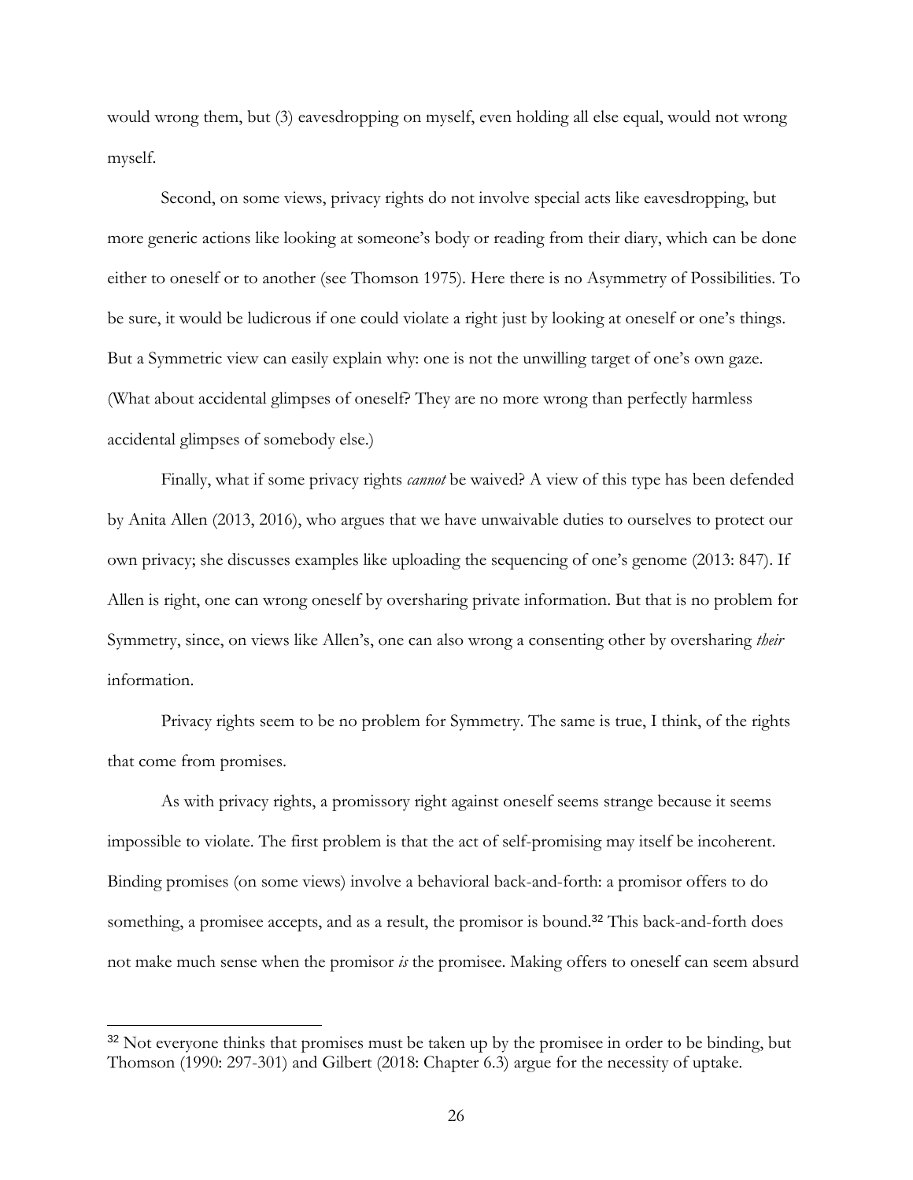would wrong them, but (3) eavesdropping on myself, even holding all else equal, would not wrong myself.

Second, on some views, privacy rights do not involve special acts like eavesdropping, but more generic actions like looking at someone's body or reading from their diary, which can be done either to oneself or to another (see Thomson 1975). Here there is no Asymmetry of Possibilities. To be sure, it would be ludicrous if one could violate a right just by looking at oneself or one's things. But a Symmetric view can easily explain why: one is not the unwilling target of one's own gaze. (What about accidental glimpses of oneself? They are no more wrong than perfectly harmless accidental glimpses of somebody else.)

Finally, what if some privacy rights *cannot* be waived? A view of this type has been defended by Anita Allen (2013, 2016), who argues that we have unwaivable duties to ourselves to protect our own privacy; she discusses examples like uploading the sequencing of one's genome (2013: 847). If Allen is right, one can wrong oneself by oversharing private information. But that is no problem for Symmetry, since, on views like Allen's, one can also wrong a consenting other by oversharing *their* information.

Privacy rights seem to be no problem for Symmetry. The same is true, I think, of the rights that come from promises.

As with privacy rights, a promissory right against oneself seems strange because it seems impossible to violate. The first problem is that the act of self-promising may itself be incoherent. Binding promises (on some views) involve a behavioral back-and-forth: a promisor offers to do something, a promisee accepts, and as a result, the promisor is bound.[32] This back-and-forth does not make much sense when the promisor *is* the promisee. Making offers to oneself can seem absurd

[32] Not everyone thinks that promises must be taken up by the promisee in order to be binding, but Thomson (1990: 297-301) and Gilbert (2018: Chapter 6.3) argue for the necessity of uptake.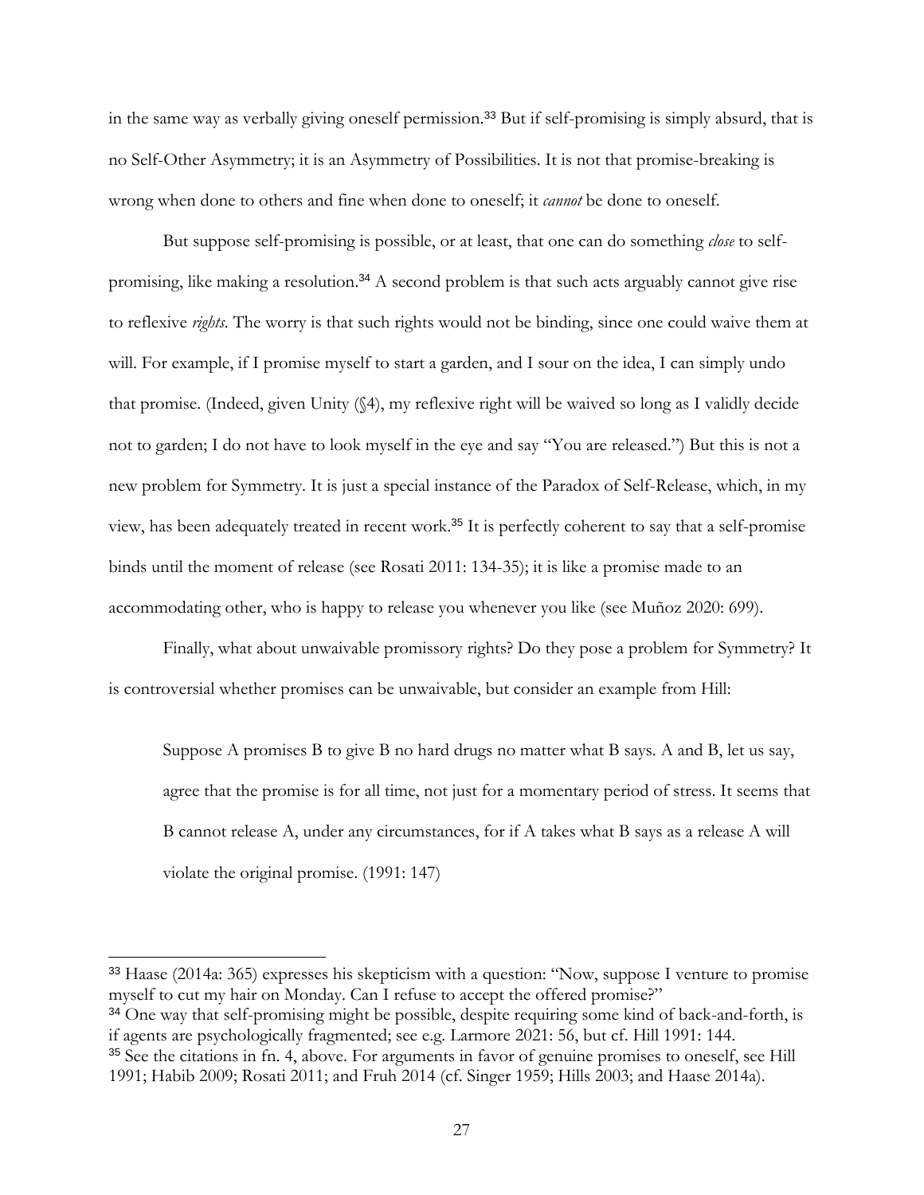in the same way as verbally giving oneself permission.[33] But if self-promising is simply absurd, that is no Self-Other Asymmetry; it is an Asymmetry of Possibilities. It is not that promise-breaking is wrong when done to others and fine when done to oneself; it *cannot* be done to oneself.

But suppose self-promising is possible, or at least, that one can do something *close* to self-promising, like making a resolution.[34] A second problem is that such acts arguably cannot give rise to reflexive *rights*. The worry is that such rights would not be binding, since one could waive them at will. For example, if I promise myself to start a garden, and I sour on the idea, I can simply undo that promise. (Indeed, given Unity (§4), my reflexive right will be waived so long as I validly decide not to garden; I do not have to look myself in the eye and say "You are released.") But this is not a new problem for Symmetry. It is just a special instance of the Paradox of Self-Release, which, in my view, has been adequately treated in recent work.[35] It is perfectly coherent to say that a self-promise binds until the moment of release (see Rosati 2011: 134-35); it is like a promise made to an accommodating other, who is happy to release you whenever you like (see Muñoz 2020: 699).

Finally, what about unwaivable promissory rights? Do they pose a problem for Symmetry? It is controversial whether promises can be unwaivable, but consider an example from Hill:

> Suppose A promises B to give B no hard drugs no matter what B says. A and B, let us say, agree that the promise is for all time, not just for a momentary period of stress. It seems that B cannot release A, under any circumstances, for if A takes what B says as a release A will violate the original promise. (1991: 147)

---

[33] Haase (2014a: 365) expresses his skepticism with a question: "Now, suppose I venture to promise myself to cut my hair on Monday. Can I refuse to accept the offered promise?"

[34] One way that self-promising might be possible, despite requiring some kind of back-and-forth, is if agents are psychologically fragmented; see e.g. Larmore 2021: 56, but cf. Hill 1991: 144.

[35] See the citations in fn. 4, above. For arguments in favor of genuine promises to oneself, see Hill 1991; Habib 2009; Rosati 2011; and Fruh 2014 (cf. Singer 1959; Hills 2003; and Haase 2014a).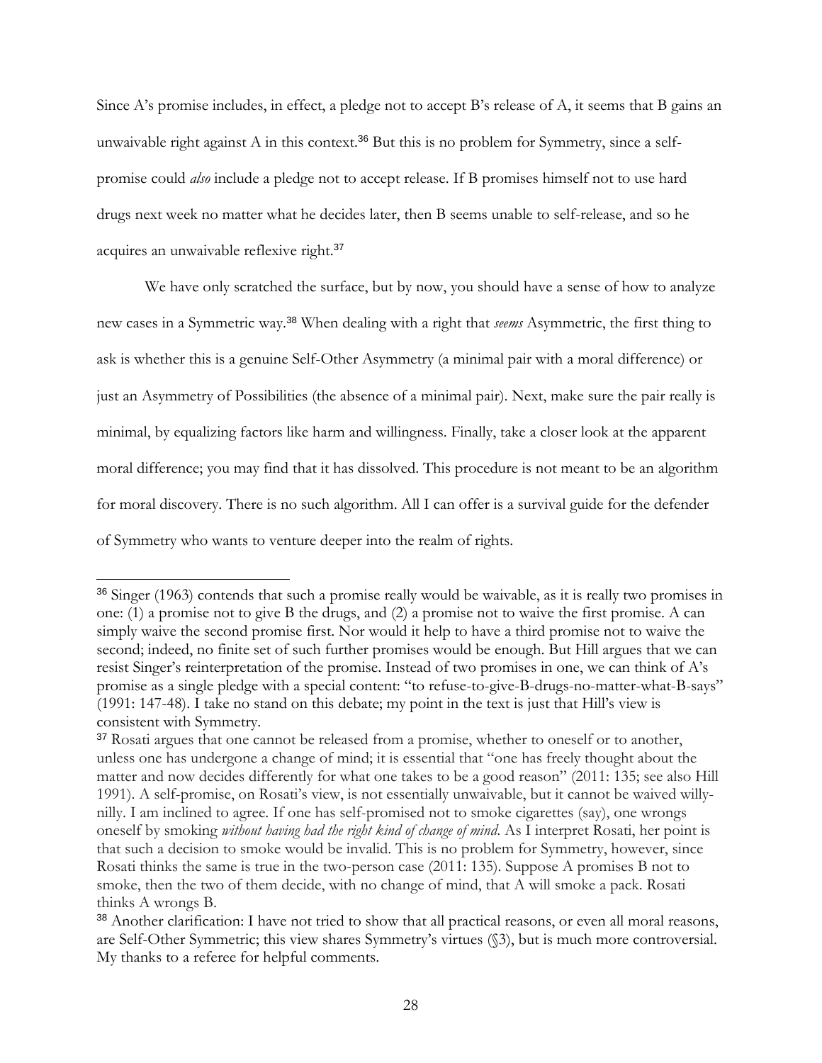Since A's promise includes, in effect, a pledge not to accept B's release of A, it seems that B gains an unwaivable right against A in this context.[36] But this is no problem for Symmetry, since a self-promise could *also* include a pledge not to accept release. If B promises himself not to use hard drugs next week no matter what he decides later, then B seems unable to self-release, and so he acquires an unwaivable reflexive right.[37]

We have only scratched the surface, but by now, you should have a sense of how to analyze new cases in a Symmetric way.[38] When dealing with a right that *seems* Asymmetric, the first thing to ask is whether this is a genuine Self-Other Asymmetry (a minimal pair with a moral difference) or just an Asymmetry of Possibilities (the absence of a minimal pair). Next, make sure the pair really is minimal, by equalizing factors like harm and willingness. Finally, take a closer look at the apparent moral difference; you may find that it has dissolved. This procedure is not meant to be an algorithm for moral discovery. There is no such algorithm. All I can offer is a survival guide for the defender of Symmetry who wants to venture deeper into the realm of rights.

---

[36] Singer (1963) contends that such a promise really would be waivable, as it is really two promises in one: (1) a promise not to give B the drugs, and (2) a promise not to waive the first promise. A can simply waive the second promise first. Nor would it help to have a third promise not to waive the second; indeed, no finite set of such further promises would be enough. But Hill argues that we can resist Singer's reinterpretation of the promise. Instead of two promises in one, we can think of A's promise as a single pledge with a special content: "to refuse-to-give-B-drugs-no-matter-what-B-says" (1991: 147-48). I take no stand on this debate; my point in the text is just that Hill's view is consistent with Symmetry.

[37] Rosati argues that one cannot be released from a promise, whether to oneself or to another, unless one has undergone a change of mind; it is essential that "one has freely thought about the matter and now decides differently for what one takes to be a good reason" (2011: 135; see also Hill 1991). A self-promise, on Rosati's view, is not essentially unwaivable, but it cannot be waived willy-nilly. I am inclined to agree. If one has self-promised not to smoke cigarettes (say), one wrongs oneself by smoking *without having had the right kind of change of mind*. As I interpret Rosati, her point is that such a decision to smoke would be invalid. This is no problem for Symmetry, however, since Rosati thinks the same is true in the two-person case (2011: 135). Suppose A promises B not to smoke, then the two of them decide, with no change of mind, that A will smoke a pack. Rosati thinks A wrongs B.

[38] Another clarification: I have not tried to show that all practical reasons, or even all moral reasons, are Self-Other Symmetric; this view shares Symmetry's virtues (§3), but is much more controversial. My thanks to a referee for helpful comments.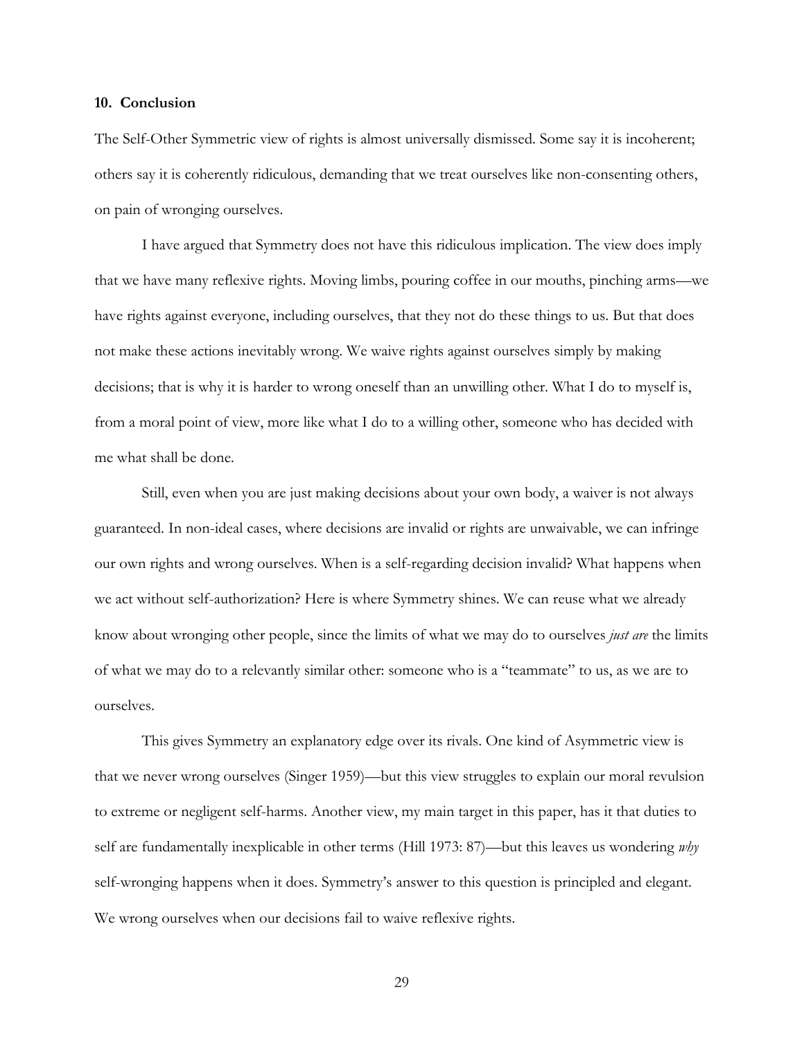## 10. Conclusion

The Self-Other Symmetric view of rights is almost universally dismissed. Some say it is incoherent; others say it is coherently ridiculous, demanding that we treat ourselves like non-consenting others, on pain of wronging ourselves.

I have argued that Symmetry does not have this ridiculous implication. The view does imply that we have many reflexive rights. Moving limbs, pouring coffee in our mouths, pinching arms—we have rights against everyone, including ourselves, that they not do these things to us. But that does not make these actions inevitably wrong. We waive rights against ourselves simply by making decisions; that is why it is harder to wrong oneself than an unwilling other. What I do to myself is, from a moral point of view, more like what I do to a willing other, someone who has decided with me what shall be done.

Still, even when you are just making decisions about your own body, a waiver is not always guaranteed. In non-ideal cases, where decisions are invalid or rights are unwaivable, we can infringe our own rights and wrong ourselves. When is a self-regarding decision invalid? What happens when we act without self-authorization? Here is where Symmetry shines. We can reuse what we already know about wronging other people, since the limits of what we may do to ourselves *just are* the limits of what we may do to a relevantly similar other: someone who is a "teammate" to us, as we are to ourselves.

This gives Symmetry an explanatory edge over its rivals. One kind of Asymmetric view is that we never wrong ourselves (Singer 1959)—but this view struggles to explain our moral revulsion to extreme or negligent self-harms. Another view, my main target in this paper, has it that duties to self are fundamentally inexplicable in other terms (Hill 1973: 87)—but this leaves us wondering *why* self-wronging happens when it does. Symmetry's answer to this question is principled and elegant. We wrong ourselves when our decisions fail to waive reflexive rights.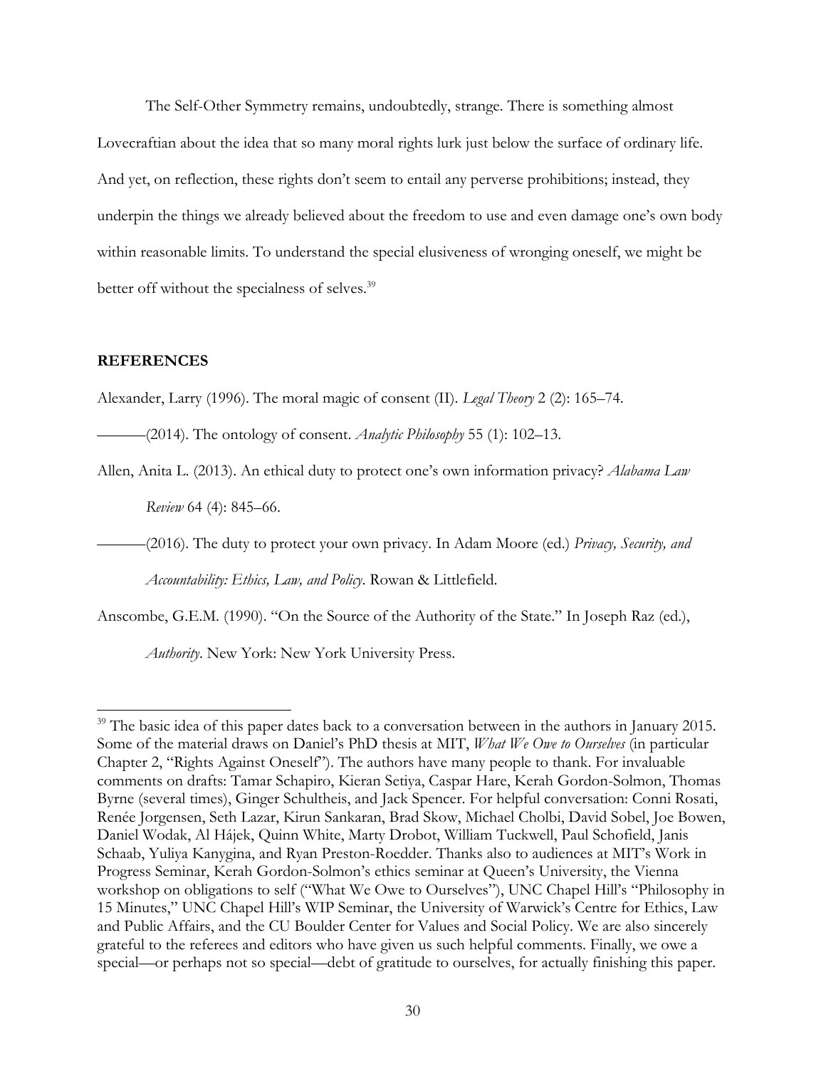The Self-Other Symmetry remains, undoubtedly, strange. There is something almost Lovecraftian about the idea that so many moral rights lurk just below the surface of ordinary life. And yet, on reflection, these rights don't seem to entail any perverse prohibitions; instead, they underpin the things we already believed about the freedom to use and even damage one's own body within reasonable limits. To understand the special elusiveness of wronging oneself, we might be better off without the specialness of selves.[39]

**REFERENCES**

Alexander, Larry (1996). The moral magic of consent (II). *Legal Theory* 2 (2): 165–74.

———(2014). The ontology of consent. *Analytic Philosophy* 55 (1): 102–13.

Allen, Anita L. (2013). An ethical duty to protect one's own information privacy? *Alabama Law Review* 64 (4): 845–66.

———(2016). The duty to protect your own privacy. In Adam Moore (ed.) *Privacy, Security, and Accountability: Ethics, Law, and Policy*. Rowan & Littlefield.

Anscombe, G.E.M. (1990). "On the Source of the Authority of the State." In Joseph Raz (ed.), *Authority*. New York: New York University Press.

---

[39] The basic idea of this paper dates back to a conversation between in the authors in January 2015. Some of the material draws on Daniel's PhD thesis at MIT, *What We Owe to Ourselves* (in particular Chapter 2, "Rights Against Oneself"). The authors have many people to thank. For invaluable comments on drafts: Tamar Schapiro, Kieran Setiya, Caspar Hare, Kerah Gordon-Solmon, Thomas Byrne (several times), Ginger Schultheis, and Jack Spencer. For helpful conversation: Conni Rosati, Renée Jorgensen, Seth Lazar, Kirun Sankaran, Brad Skow, Michael Cholbi, David Sobel, Joe Bowen, Daniel Wodak, Al Hájek, Quinn White, Marty Drobot, William Tuckwell, Paul Schofield, Janis Schaab, Yuliya Kanygina, and Ryan Preston-Roedder. Thanks also to audiences at MIT's Work in Progress Seminar, Kerah Gordon-Solmon's ethics seminar at Queen's University, the Vienna workshop on obligations to self ("What We Owe to Ourselves"), UNC Chapel Hill's "Philosophy in 15 Minutes," UNC Chapel Hill's WIP Seminar, the University of Warwick's Centre for Ethics, Law and Public Affairs, and the CU Boulder Center for Values and Social Policy. We are also sincerely grateful to the referees and editors who have given us such helpful comments. Finally, we owe a special—or perhaps not so special—debt of gratitude to ourselves, for actually finishing this paper.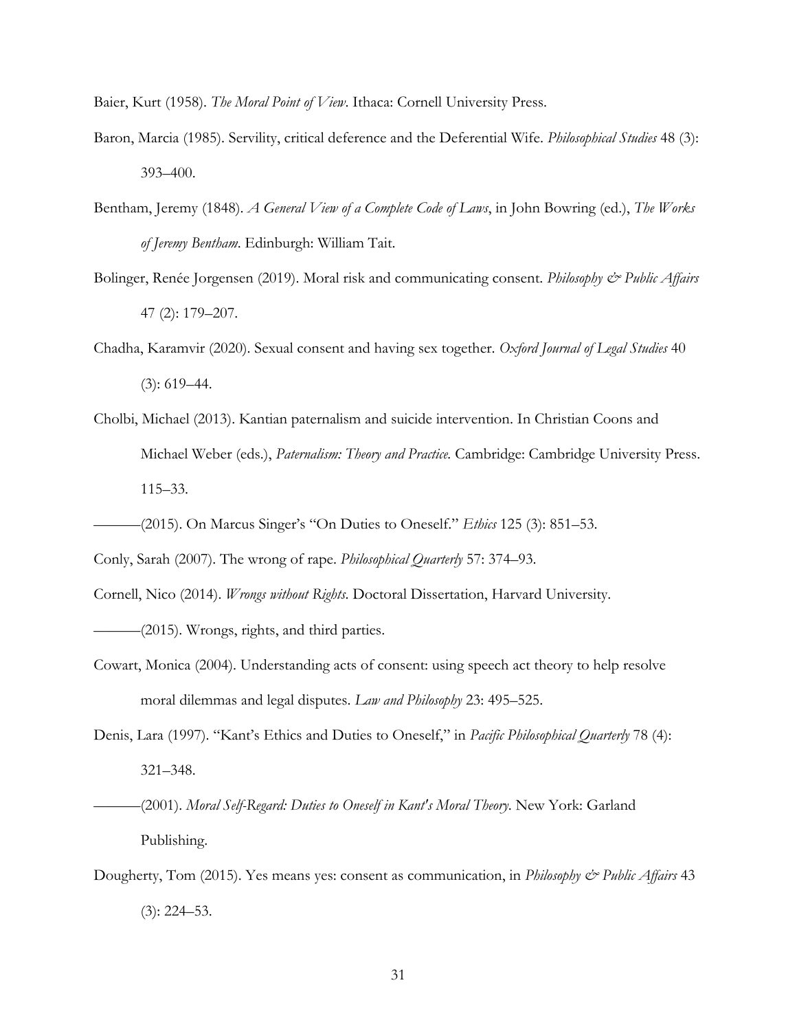Baier, Kurt (1958). *The Moral Point of View*. Ithaca: Cornell University Press.

Baron, Marcia (1985). Servility, critical deference and the Deferential Wife. *Philosophical Studies* 48 (3): 393–400.

Bentham, Jeremy (1848). *A General View of a Complete Code of Laws*, in John Bowring (ed.), *The Works of Jeremy Bentham*. Edinburgh: William Tait.

Bolinger, Renée Jorgensen (2019). Moral risk and communicating consent. *Philosophy & Public Affairs* 47 (2): 179–207.

Chadha, Karamvir (2020). Sexual consent and having sex together. *Oxford Journal of Legal Studies* 40 (3): 619–44.

Cholbi, Michael (2013). Kantian paternalism and suicide intervention. In Christian Coons and Michael Weber (eds.), *Paternalism: Theory and Practice.* Cambridge: Cambridge University Press. 115–33.

———(2015). On Marcus Singer's "On Duties to Oneself." *Ethics* 125 (3): 851–53.

Conly, Sarah (2007). The wrong of rape. *Philosophical Quarterly* 57: 374–93.

Cornell, Nico (2014). *Wrongs without Rights*. Doctoral Dissertation, Harvard University.

———(2015). Wrongs, rights, and third parties.

Cowart, Monica (2004). Understanding acts of consent: using speech act theory to help resolve moral dilemmas and legal disputes. *Law and Philosophy* 23: 495–525.

Denis, Lara (1997). "Kant's Ethics and Duties to Oneself," in *Pacific Philosophical Quarterly* 78 (4): 321–348.

———(2001). *Moral Self-Regard: Duties to Oneself in Kant's Moral Theory*. New York: Garland Publishing.

Dougherty, Tom (2015). Yes means yes: consent as communication, in *Philosophy & Public Affairs* 43 (3): 224–53.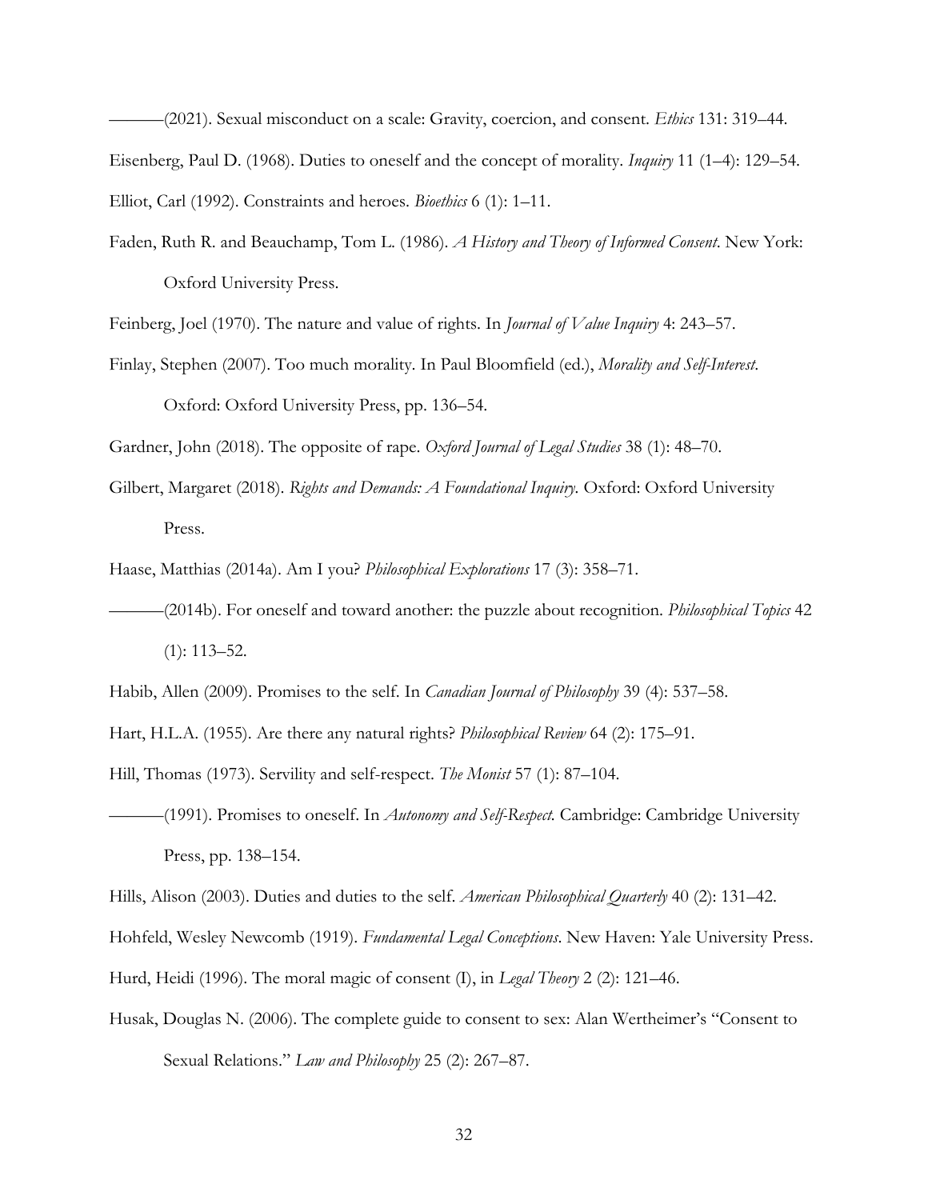———(2021). Sexual misconduct on a scale: Gravity, coercion, and consent. *Ethics* 131: 319–44.

Eisenberg, Paul D. (1968). Duties to oneself and the concept of morality. *Inquiry* 11 (1–4): 129–54.

Elliot, Carl (1992). Constraints and heroes. *Bioethics* 6 (1): 1–11.

Faden, Ruth R. and Beauchamp, Tom L. (1986). *A History and Theory of Informed Consent*. New York: Oxford University Press.

Feinberg, Joel (1970). The nature and value of rights. In *Journal of Value Inquiry* 4: 243–57.

Finlay, Stephen (2007). Too much morality. In Paul Bloomfield (ed.), *Morality and Self-Interest*. Oxford: Oxford University Press, pp. 136–54.

Gardner, John (2018). The opposite of rape. *Oxford Journal of Legal Studies* 38 (1): 48–70.

Gilbert, Margaret (2018). *Rights and Demands: A Foundational Inquiry*. Oxford: Oxford University Press.

Haase, Matthias (2014a). Am I you? *Philosophical Explorations* 17 (3): 358–71.

———(2014b). For oneself and toward another: the puzzle about recognition. *Philosophical Topics* 42 (1): 113–52.

Habib, Allen (2009). Promises to the self. In *Canadian Journal of Philosophy* 39 (4): 537–58.

Hart, H.L.A. (1955). Are there any natural rights? *Philosophical Review* 64 (2): 175–91.

Hill, Thomas (1973). Servility and self-respect. *The Monist* 57 (1): 87–104.

———(1991). Promises to oneself. In *Autonomy and Self-Respect.* Cambridge: Cambridge University Press, pp. 138–154.

Hills, Alison (2003). Duties and duties to the self. *American Philosophical Quarterly* 40 (2): 131–42.

Hohfeld, Wesley Newcomb (1919). *Fundamental Legal Conceptions*. New Haven: Yale University Press.

Hurd, Heidi (1996). The moral magic of consent (I), in *Legal Theory* 2 (2): 121–46.

Husak, Douglas N. (2006). The complete guide to consent to sex: Alan Wertheimer's "Consent to Sexual Relations." *Law and Philosophy* 25 (2): 267–87.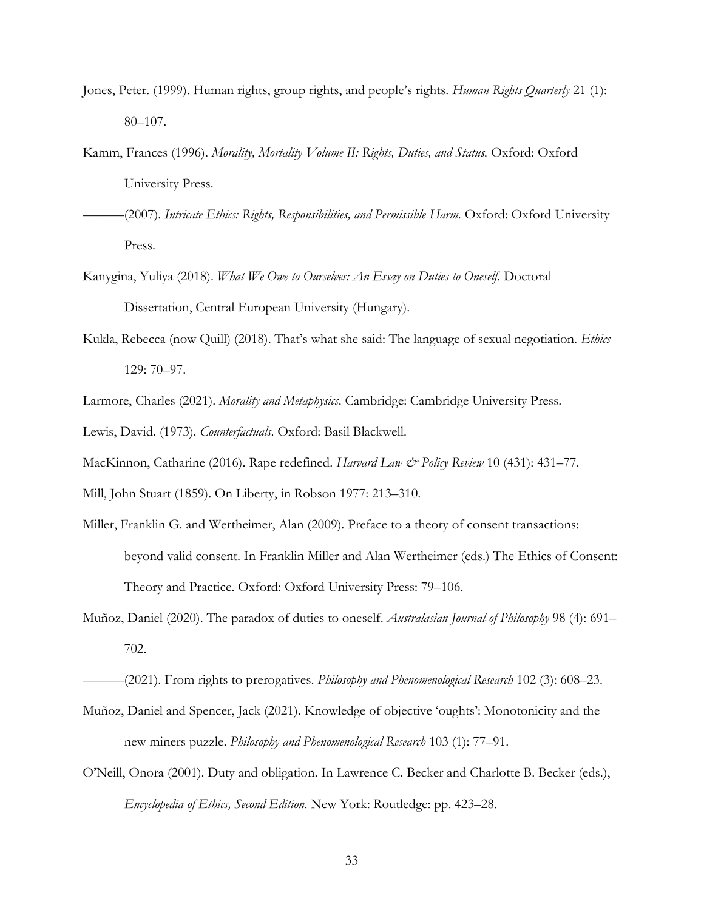Jones, Peter. (1999). Human rights, group rights, and people's rights. *Human Rights Quarterly* 21 (1): 80–107.

Kamm, Frances (1996). *Morality, Mortality Volume II: Rights, Duties, and Status.* Oxford: Oxford University Press.

———(2007). *Intricate Ethics: Rights, Responsibilities, and Permissible Harm.* Oxford: Oxford University Press.

Kanygina, Yuliya (2018). *What We Owe to Ourselves: An Essay on Duties to Oneself*. Doctoral Dissertation, Central European University (Hungary).

Kukla, Rebecca (now Quill) (2018). That's what she said: The language of sexual negotiation. *Ethics* 129: 70–97.

Larmore, Charles (2021). *Morality and Metaphysics.* Cambridge: Cambridge University Press.

Lewis, David. (1973). *Counterfactuals.* Oxford: Basil Blackwell.

MacKinnon, Catharine (2016). Rape redefined. *Harvard Law & Policy Review* 10 (431): 431–77.

Mill, John Stuart (1859). On Liberty, in Robson 1977: 213–310.

Miller, Franklin G. and Wertheimer, Alan (2009). Preface to a theory of consent transactions: beyond valid consent. In Franklin Miller and Alan Wertheimer (eds.) The Ethics of Consent: Theory and Practice. Oxford: Oxford University Press: 79–106.

Muñoz, Daniel (2020). The paradox of duties to oneself. *Australasian Journal of Philosophy* 98 (4): 691–702.

———(2021). From rights to prerogatives. *Philosophy and Phenomenological Research* 102 (3): 608–23.

Muñoz, Daniel and Spencer, Jack (2021). Knowledge of objective 'oughts': Monotonicity and the new miners puzzle. *Philosophy and Phenomenological Research* 103 (1): 77–91.

O'Neill, Onora (2001). Duty and obligation. In Lawrence C. Becker and Charlotte B. Becker (eds.), *Encyclopedia of Ethics, Second Edition.* New York: Routledge: pp. 423–28.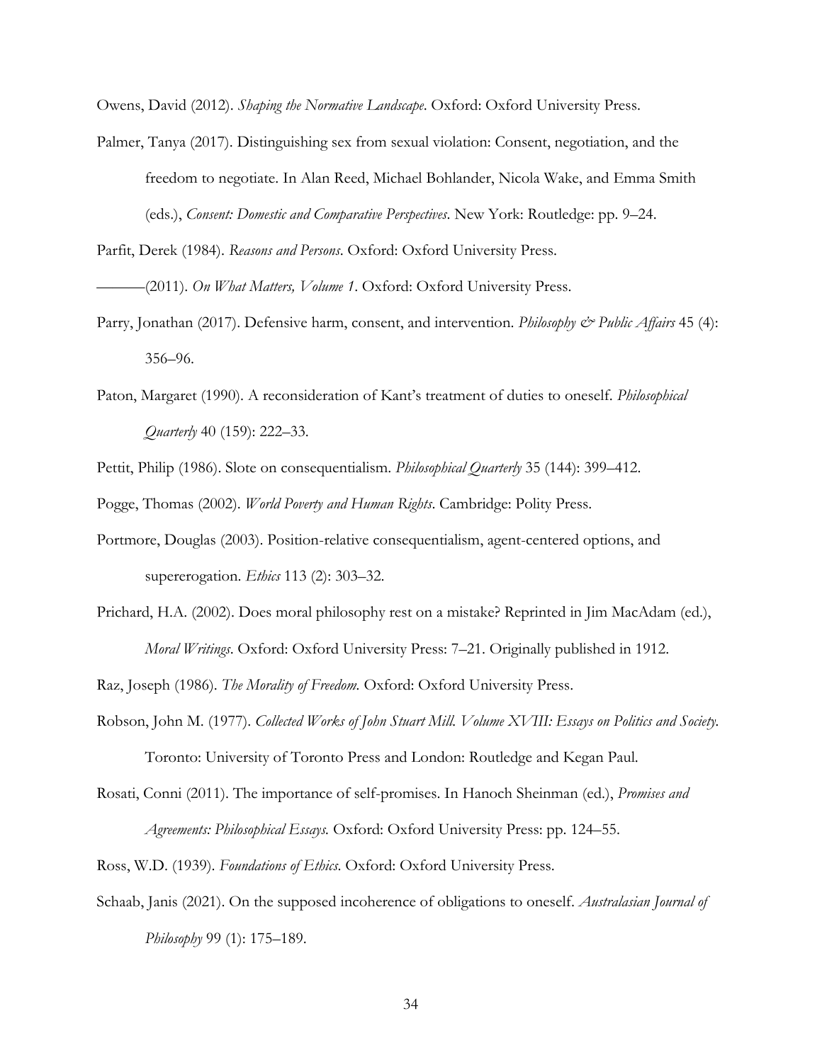Owens, David (2012). *Shaping the Normative Landscape*. Oxford: Oxford University Press.

Palmer, Tanya (2017). Distinguishing sex from sexual violation: Consent, negotiation, and the freedom to negotiate. In Alan Reed, Michael Bohlander, Nicola Wake, and Emma Smith (eds.), *Consent: Domestic and Comparative Perspectives*. New York: Routledge: pp. 9–24.

Parfit, Derek (1984). *Reasons and Persons*. Oxford: Oxford University Press.

———(2011). *On What Matters, Volume 1*. Oxford: Oxford University Press.

Parry, Jonathan (2017). Defensive harm, consent, and intervention. *Philosophy & Public Affairs* 45 (4): 356–96.

Paton, Margaret (1990). A reconsideration of Kant's treatment of duties to oneself. *Philosophical Quarterly* 40 (159): 222–33.

Pettit, Philip (1986). Slote on consequentialism. *Philosophical Quarterly* 35 (144): 399–412.

Pogge, Thomas (2002). *World Poverty and Human Rights*. Cambridge: Polity Press.

Portmore, Douglas (2003). Position-relative consequentialism, agent-centered options, and supererogation. *Ethics* 113 (2): 303–32.

Prichard, H.A. (2002). Does moral philosophy rest on a mistake? Reprinted in Jim MacAdam (ed.), *Moral Writings*. Oxford: Oxford University Press: 7–21. Originally published in 1912.

Raz, Joseph (1986). *The Morality of Freedom.* Oxford: Oxford University Press.

Robson, John M. (1977). *Collected Works of John Stuart Mill. Volume XVIII: Essays on Politics and Society.* Toronto: University of Toronto Press and London: Routledge and Kegan Paul.

Rosati, Conni (2011). The importance of self-promises. In Hanoch Sheinman (ed.), *Promises and Agreements: Philosophical Essays.* Oxford: Oxford University Press: pp. 124–55.

Ross, W.D. (1939). *Foundations of Ethics.* Oxford: Oxford University Press.

Schaab, Janis (2021). On the supposed incoherence of obligations to oneself. *Australasian Journal of Philosophy* 99 (1): 175–189.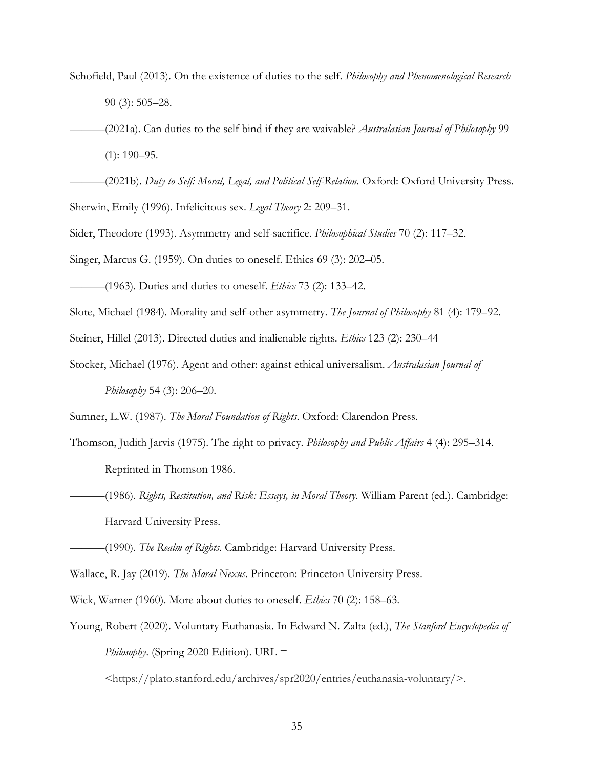Schofield, Paul (2013). On the existence of duties to the self. *Philosophy and Phenomenological Research* 90 (3): 505–28.

———(2021a). Can duties to the self bind if they are waivable? *Australasian Journal of Philosophy* 99 (1): 190–95.

———(2021b). *Duty to Self: Moral, Legal, and Political Self-Relation*. Oxford: Oxford University Press.

Sherwin, Emily (1996). Infelicitous sex. *Legal Theory* 2: 209–31.

Sider, Theodore (1993). Asymmetry and self-sacrifice. *Philosophical Studies* 70 (2): 117–32.

Singer, Marcus G. (1959). On duties to oneself. Ethics 69 (3): 202–05.

———(1963). Duties and duties to oneself. *Ethics* 73 (2): 133–42.

Slote, Michael (1984). Morality and self-other asymmetry. *The Journal of Philosophy* 81 (4): 179–92.

Steiner, Hillel (2013). Directed duties and inalienable rights. *Ethics* 123 (2): 230–44

Stocker, Michael (1976). Agent and other: against ethical universalism. *Australasian Journal of Philosophy* 54 (3): 206–20.

Sumner, L.W. (1987). *The Moral Foundation of Rights*. Oxford: Clarendon Press.

Thomson, Judith Jarvis (1975). The right to privacy. *Philosophy and Public Affairs* 4 (4): 295–314. Reprinted in Thomson 1986.

———(1986). *Rights, Restitution, and Risk: Essays, in Moral Theory*. William Parent (ed.). Cambridge: Harvard University Press.

———(1990). *The Realm of Rights*. Cambridge: Harvard University Press.

Wallace, R. Jay (2019). *The Moral Nexus*. Princeton: Princeton University Press.

Wick, Warner (1960). More about duties to oneself. *Ethics* 70 (2): 158–63.

Young, Robert (2020). Voluntary Euthanasia. In Edward N. Zalta (ed.), *The Stanford Encyclopedia of Philosophy*. (Spring 2020 Edition). URL = <https://plato.stanford.edu/archives/spr2020/entries/euthanasia-voluntary/>.